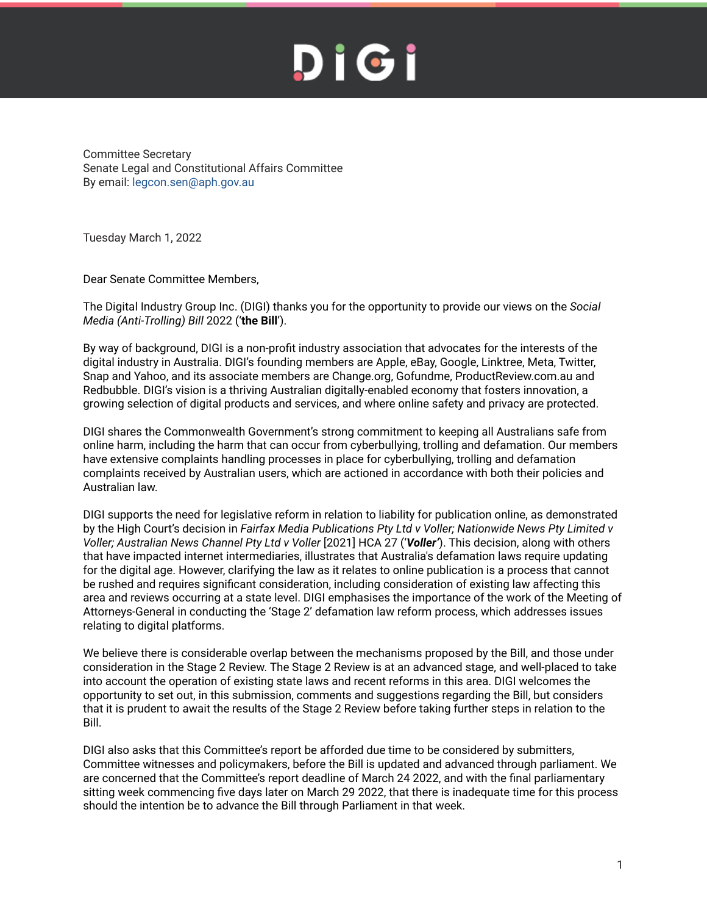Committee Secretary
Senate Legal and Constitutional Affairs Committee
By email: legcon.sen@aph.gov.au

Tuesday March 1, 2022

Dear Senate Committee Members,

The Digital Industry Group Inc. (DIGI) thanks you for the opportunity to provide our views on the *Social Media (Anti-Trolling) Bill* 2022 ('**the Bill**').

By way of background, DIGI is a non-profit industry association that advocates for the interests of the digital industry in Australia. DIGI's founding members are Apple, eBay, Google, Linktree, Meta, Twitter, Snap and Yahoo, and its associate members are Change.org, Gofundme, ProductReview.com.au and Redbubble. DIGI's vision is a thriving Australian digitally-enabled economy that fosters innovation, a growing selection of digital products and services, and where online safety and privacy are protected.

DIGI shares the Commonwealth Government's strong commitment to keeping all Australians safe from online harm, including the harm that can occur from cyberbullying, trolling and defamation. Our members have extensive complaints handling processes in place for cyberbullying, trolling and defamation complaints received by Australian users, which are actioned in accordance with both their policies and Australian law.

DIGI supports the need for legislative reform in relation to liability for publication online, as demonstrated by the High Court's decision in *Fairfax Media Publications Pty Ltd v Voller; Nationwide News Pty Limited v Voller; Australian News Channel Pty Ltd v Voller* [2021] HCA 27 ('***Voller***'). This decision, along with others that have impacted internet intermediaries, illustrates that Australia's defamation laws require updating for the digital age. However, clarifying the law as it relates to online publication is a process that cannot be rushed and requires significant consideration, including consideration of existing law affecting this area and reviews occurring at a state level. DIGI emphasises the importance of the work of the Meeting of Attorneys-General in conducting the 'Stage 2' defamation law reform process, which addresses issues relating to digital platforms.

We believe there is considerable overlap between the mechanisms proposed by the Bill, and those under consideration in the Stage 2 Review. The Stage 2 Review is at an advanced stage, and well-placed to take into account the operation of existing state laws and recent reforms in this area. DIGI welcomes the opportunity to set out, in this submission, comments and suggestions regarding the Bill, but considers that it is prudent to await the results of the Stage 2 Review before taking further steps in relation to the Bill.

DIGI also asks that this Committee's report be afforded due time to be considered by submitters, Committee witnesses and policymakers, before the Bill is updated and advanced through parliament. We are concerned that the Committee's report deadline of March 24 2022, and with the final parliamentary sitting week commencing five days later on March 29 2022, that there is inadequate time for this process should the intention be to advance the Bill through Parliament in that week.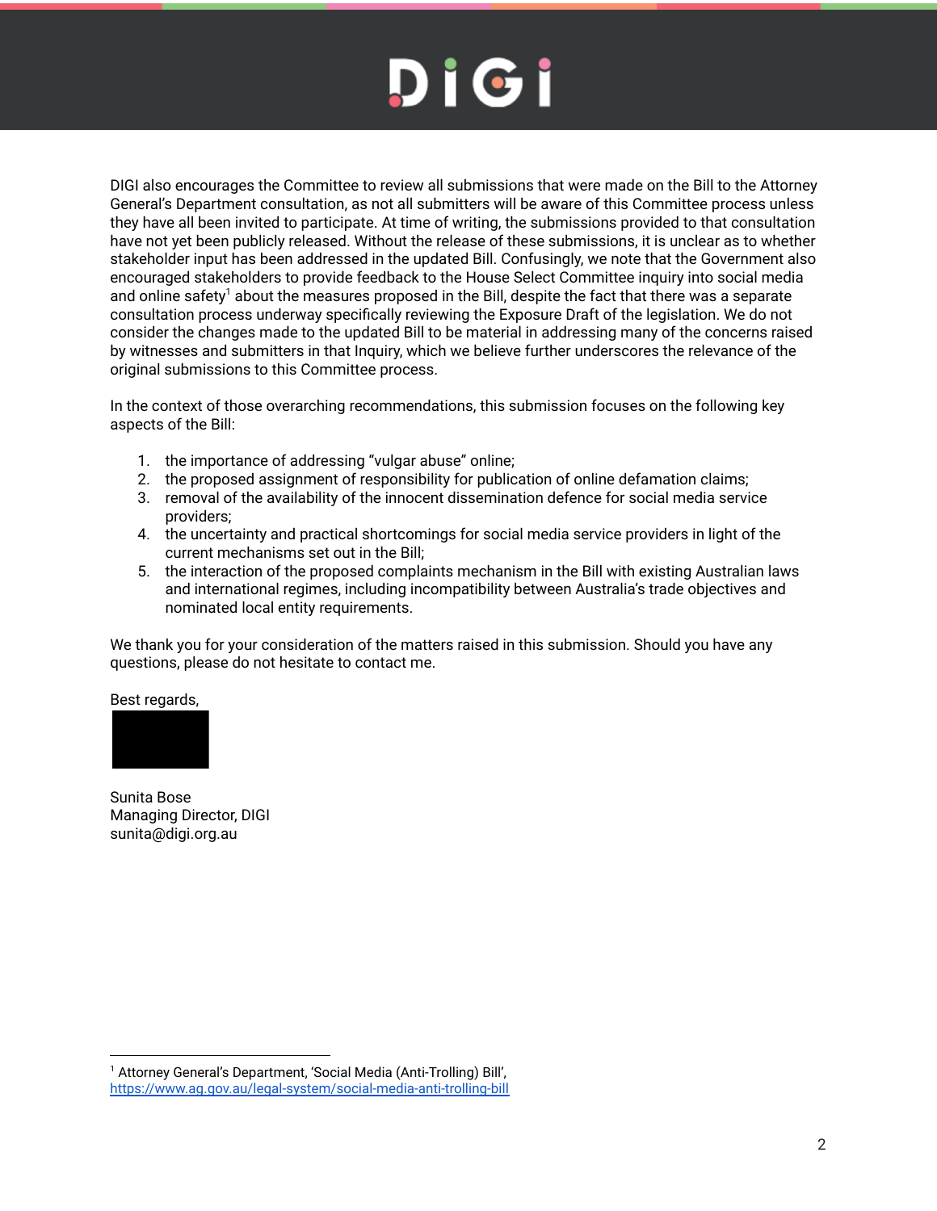DIGI also encourages the Committee to review all submissions that were made on the Bill to the Attorney General's Department consultation, as not all submitters will be aware of this Committee process unless they have all been invited to participate. At time of writing, the submissions provided to that consultation have not yet been publicly released. Without the release of these submissions, it is unclear as to whether stakeholder input has been addressed in the updated Bill. Confusingly, we note that the Government also encouraged stakeholders to provide feedback to the House Select Committee inquiry into social media and online safety[1] about the measures proposed in the Bill, despite the fact that there was a separate consultation process underway specifically reviewing the Exposure Draft of the legislation. We do not consider the changes made to the updated Bill to be material in addressing many of the concerns raised by witnesses and submitters in that Inquiry, which we believe further underscores the relevance of the original submissions to this Committee process.

In the context of those overarching recommendations, this submission focuses on the following key aspects of the Bill:

1. the importance of addressing "vulgar abuse" online;
2. the proposed assignment of responsibility for publication of online defamation claims;
3. removal of the availability of the innocent dissemination defence for social media service providers;
4. the uncertainty and practical shortcomings for social media service providers in light of the current mechanisms set out in the Bill;
5. the interaction of the proposed complaints mechanism in the Bill with existing Australian laws and international regimes, including incompatibility between Australia's trade objectives and nominated local entity requirements.

We thank you for your consideration of the matters raised in this submission. Should you have any questions, please do not hesitate to contact me.

Best regards,

Sunita Bose
Managing Director, DIGI
sunita@digi.org.au

[1] Attorney General's Department, 'Social Media (Anti-Trolling) Bill', https://www.ag.gov.au/legal-system/social-media-anti-trolling-bill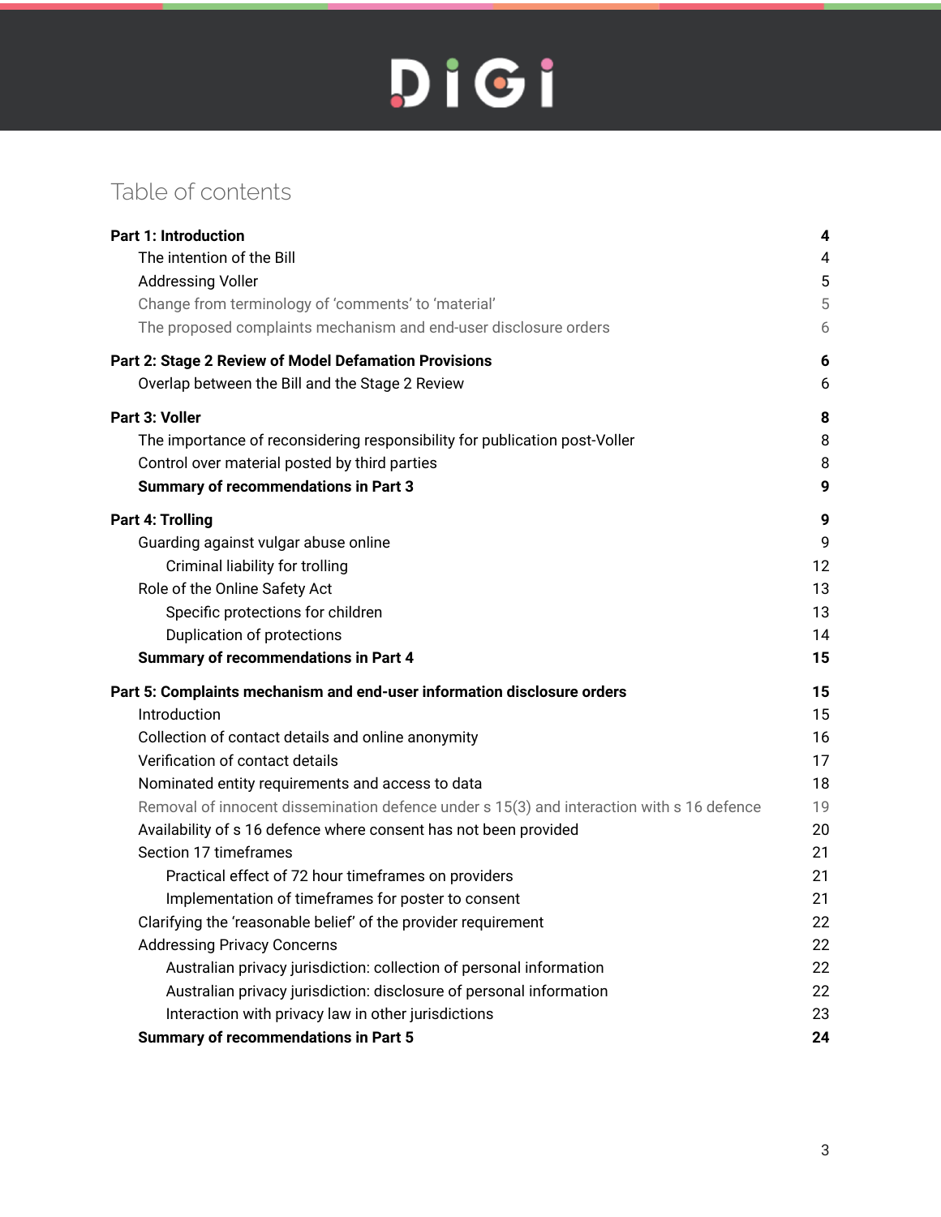# Table of contents

| | |
|---|---|
| **Part 1: Introduction** | **4** |
| The intention of the Bill | 4 |
| Addressing Voller | 5 |
| Change from terminology of ‘comments’ to ‘material’ | 5 |
| The proposed complaints mechanism and end-user disclosure orders | 6 |
| **Part 2: Stage 2 Review of Model Defamation Provisions** | **6** |
| Overlap between the Bill and the Stage 2 Review | 6 |
| **Part 3: Voller** | **8** |
| The importance of reconsidering responsibility for publication post-Voller | 8 |
| Control over material posted by third parties | 8 |
| **Summary of recommendations in Part 3** | **9** |
| **Part 4: Trolling** | **9** |
| Guarding against vulgar abuse online | 9 |
| Criminal liability for trolling | 12 |
| Role of the Online Safety Act | 13 |
| Specific protections for children | 13 |
| Duplication of protections | 14 |
| **Summary of recommendations in Part 4** | **15** |
| **Part 5: Complaints mechanism and end-user information disclosure orders** | **15** |
| Introduction | 15 |
| Collection of contact details and online anonymity | 16 |
| Verification of contact details | 17 |
| Nominated entity requirements and access to data | 18 |
| Removal of innocent dissemination defence under s 15(3) and interaction with s 16 defence | 19 |
| Availability of s 16 defence where consent has not been provided | 20 |
| Section 17 timeframes | 21 |
| Practical effect of 72 hour timeframes on providers | 21 |
| Implementation of timeframes for poster to consent | 21 |
| Clarifying the ‘reasonable belief’ of the provider requirement | 22 |
| Addressing Privacy Concerns | 22 |
| Australian privacy jurisdiction: collection of personal information | 22 |
| Australian privacy jurisdiction: disclosure of personal information | 22 |
| Interaction with privacy law in other jurisdictions | 23 |
| **Summary of recommendations in Part 5** | **24** |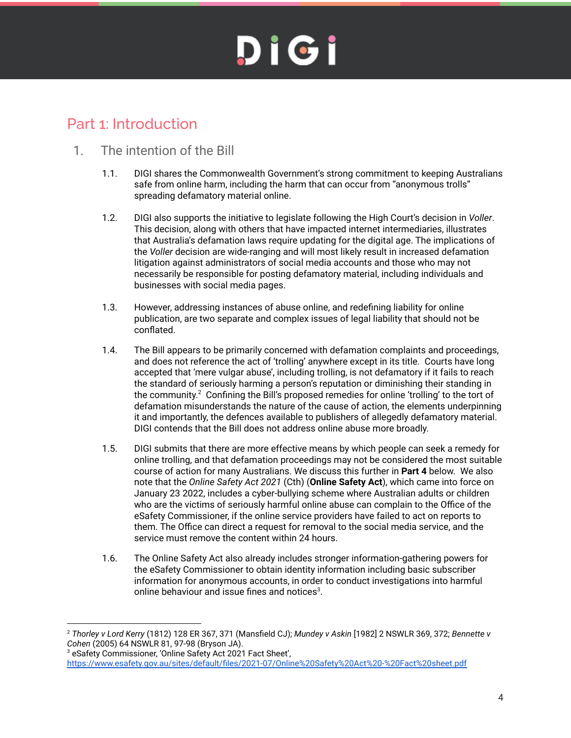# Part 1: Introduction

## 1. The intention of the Bill

1.1. DIGI shares the Commonwealth Government's strong commitment to keeping Australians safe from online harm, including the harm that can occur from "anonymous trolls" spreading defamatory material online.

1.2. DIGI also supports the initiative to legislate following the High Court's decision in *Voller*. This decision, along with others that have impacted internet intermediaries, illustrates that Australia's defamation laws require updating for the digital age. The implications of the *Voller* decision are wide-ranging and will most likely result in increased defamation litigation against administrators of social media accounts and those who may not necessarily be responsible for posting defamatory material, including individuals and businesses with social media pages.

1.3. However, addressing instances of abuse online, and redefining liability for online publication, are two separate and complex issues of legal liability that should not be conflated.

1.4. The Bill appears to be primarily concerned with defamation complaints and proceedings, and does not reference the act of 'trolling' anywhere except in its title. Courts have long accepted that 'mere vulgar abuse', including trolling, is not defamatory if it fails to reach the standard of seriously harming a person's reputation or diminishing their standing in the community.[2] Confining the Bill's proposed remedies for online 'trolling' to the tort of defamation misunderstands the nature of the cause of action, the elements underpinning it and importantly, the defences available to publishers of allegedly defamatory material. DIGI contends that the Bill does not address online abuse more broadly.

1.5. DIGI submits that there are more effective means by which people can seek a remedy for online trolling, and that defamation proceedings may not be considered the most suitable course of action for many Australians. We discuss this further in **Part 4** below. We also note that the *Online Safety Act 2021* (Cth) (**Online Safety Act**), which came into force on January 23 2022, includes a cyber-bullying scheme where Australian adults or children who are the victims of seriously harmful online abuse can complain to the Office of the eSafety Commissioner, if the online service providers have failed to act on reports to them. The Office can direct a request for removal to the social media service, and the service must remove the content within 24 hours.

1.6. The Online Safety Act also already includes stronger information-gathering powers for the eSafety Commissioner to obtain identity information including basic subscriber information for anonymous accounts, in order to conduct investigations into harmful online behaviour and issue fines and notices[3].

---

[2] *Thorley v Lord Kerry* (1812) 128 ER 367, 371 (Mansfield CJ); *Mundey v Askin* [1982] 2 NSWLR 369, 372; *Bennette v Cohen* (2005) 64 NSWLR 81, 97-98 (Bryson JA).

[3] eSafety Commissioner, 'Online Safety Act 2021 Fact Sheet', https://www.esafety.gov.au/sites/default/files/2021-07/Online%20Safety%20Act%20-%20Fact%20sheet.pdf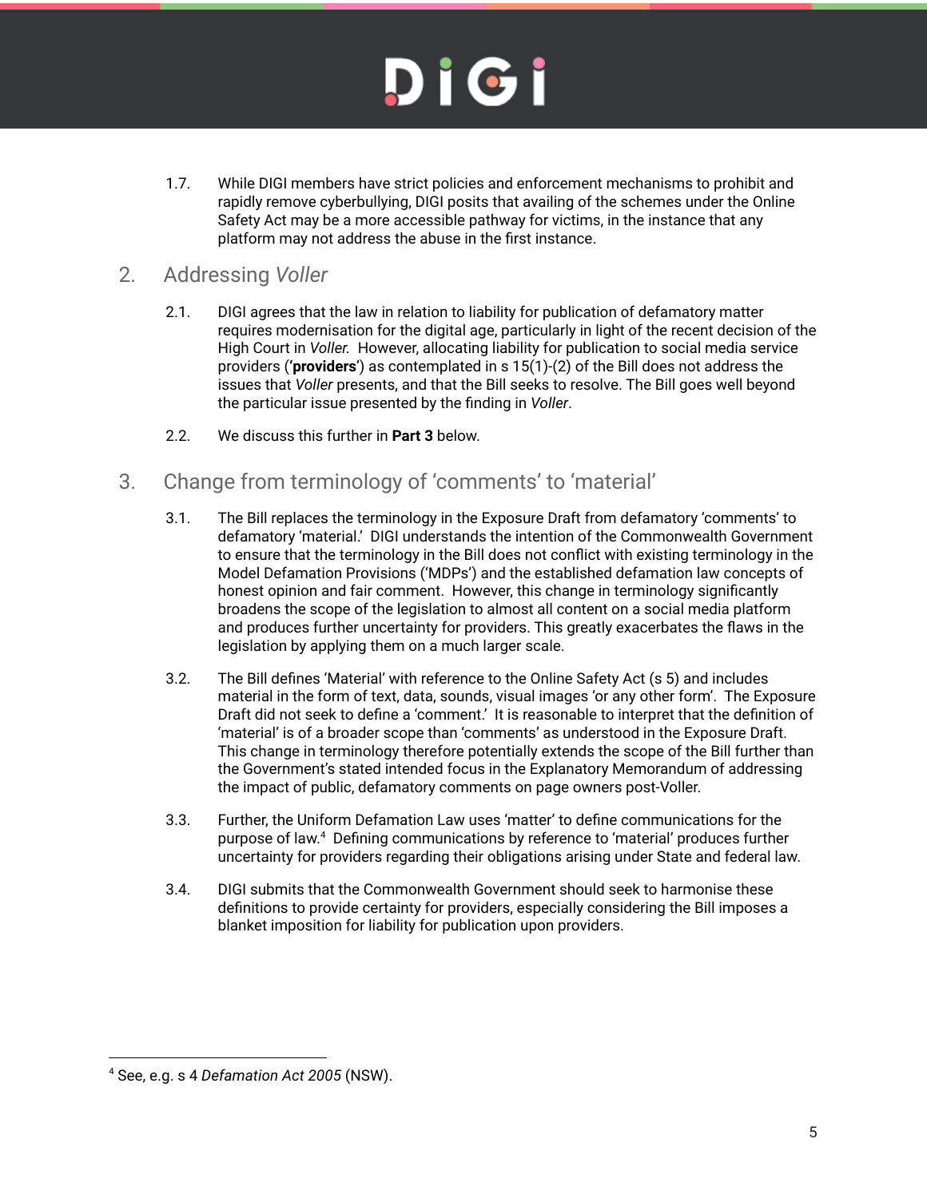1.7. While DIGI members have strict policies and enforcement mechanisms to prohibit and rapidly remove cyberbullying, DIGI posits that availing of the schemes under the Online Safety Act may be a more accessible pathway for victims, in the instance that any platform may not address the abuse in the first instance.

## 2. Addressing *Voller*

2.1. DIGI agrees that the law in relation to liability for publication of defamatory matter requires modernisation for the digital age, particularly in light of the recent decision of the High Court in *Voller.* However, allocating liability for publication to social media service providers (‘**providers**’) as contemplated in s 15(1)-(2) of the Bill does not address the issues that *Voller* presents, and that the Bill seeks to resolve. The Bill goes well beyond the particular issue presented by the finding in *Voller*.

2.2. We discuss this further in **Part 3** below.

## 3. Change from terminology of ‘comments’ to ‘material’

3.1. The Bill replaces the terminology in the Exposure Draft from defamatory ‘comments’ to defamatory ‘material.’ DIGI understands the intention of the Commonwealth Government to ensure that the terminology in the Bill does not conflict with existing terminology in the Model Defamation Provisions (‘MDPs’) and the established defamation law concepts of honest opinion and fair comment. However, this change in terminology significantly broadens the scope of the legislation to almost all content on a social media platform and produces further uncertainty for providers. This greatly exacerbates the flaws in the legislation by applying them on a much larger scale.

3.2. The Bill defines ‘Material’ with reference to the Online Safety Act (s 5) and includes material in the form of text, data, sounds, visual images ‘or any other form’. The Exposure Draft did not seek to define a ‘comment.’ It is reasonable to interpret that the definition of ‘material’ is of a broader scope than ‘comments’ as understood in the Exposure Draft. This change in terminology therefore potentially extends the scope of the Bill further than the Government’s stated intended focus in the Explanatory Memorandum of addressing the impact of public, defamatory comments on page owners post-Voller.

3.3. Further, the Uniform Defamation Law uses ‘matter’ to define communications for the purpose of law.[4] Defining communications by reference to ‘material’ produces further uncertainty for providers regarding their obligations arising under State and federal law.

3.4. DIGI submits that the Commonwealth Government should seek to harmonise these definitions to provide certainty for providers, especially considering the Bill imposes a blanket imposition for liability for publication upon providers.

---

[4] See, e.g. s 4 *Defamation Act 2005* (NSW).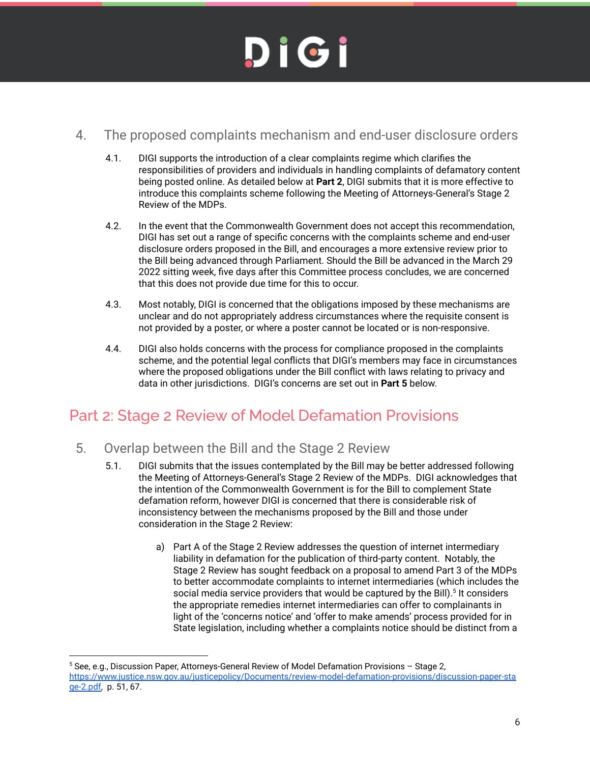## 4. The proposed complaints mechanism and end-user disclosure orders

4.1. DIGI supports the introduction of a clear complaints regime which clarifies the responsibilities of providers and individuals in handling complaints of defamatory content being posted online. As detailed below at **Part 2**, DIGI submits that it is more effective to introduce this complaints scheme following the Meeting of Attorneys-General's Stage 2 Review of the MDPs.

4.2. In the event that the Commonwealth Government does not accept this recommendation, DIGI has set out a range of specific concerns with the complaints scheme and end-user disclosure orders proposed in the Bill, and encourages a more extensive review prior to the Bill being advanced through Parliament. Should the Bill be advanced in the March 29 2022 sitting week, five days after this Committee process concludes, we are concerned that this does not provide due time for this to occur.

4.3. Most notably, DIGI is concerned that the obligations imposed by these mechanisms are unclear and do not appropriately address circumstances where the requisite consent is not provided by a poster, or where a poster cannot be located or is non-responsive.

4.4. DIGI also holds concerns with the process for compliance proposed in the complaints scheme, and the potential legal conflicts that DIGI's members may face in circumstances where the proposed obligations under the Bill conflict with laws relating to privacy and data in other jurisdictions. DIGI's concerns are set out in **Part 5** below.

# Part 2: Stage 2 Review of Model Defamation Provisions

## 5. Overlap between the Bill and the Stage 2 Review

5.1. DIGI submits that the issues contemplated by the Bill may be better addressed following the Meeting of Attorneys-General's Stage 2 Review of the MDPs. DIGI acknowledges that the intention of the Commonwealth Government is for the Bill to complement State defamation reform, however DIGI is concerned that there is considerable risk of inconsistency between the mechanisms proposed by the Bill and those under consideration in the Stage 2 Review:

a) Part A of the Stage 2 Review addresses the question of internet intermediary liability in defamation for the publication of third-party content. Notably, the Stage 2 Review has sought feedback on a proposal to amend Part 3 of the MDPs to better accommodate complaints to internet intermediaries (which includes the social media service providers that would be captured by the Bill).[5] It considers the appropriate remedies internet intermediaries can offer to complainants in light of the 'concerns notice' and 'offer to make amends' process provided for in State legislation, including whether a complaints notice should be distinct from a

---

[5] See, e.g., Discussion Paper, Attorneys-General Review of Model Defamation Provisions – Stage 2, https://www.justice.nsw.gov.au/justicepolicy/Documents/review-model-defamation-provisions/discussion-paper-stage-2.pdf, p. 51, 67.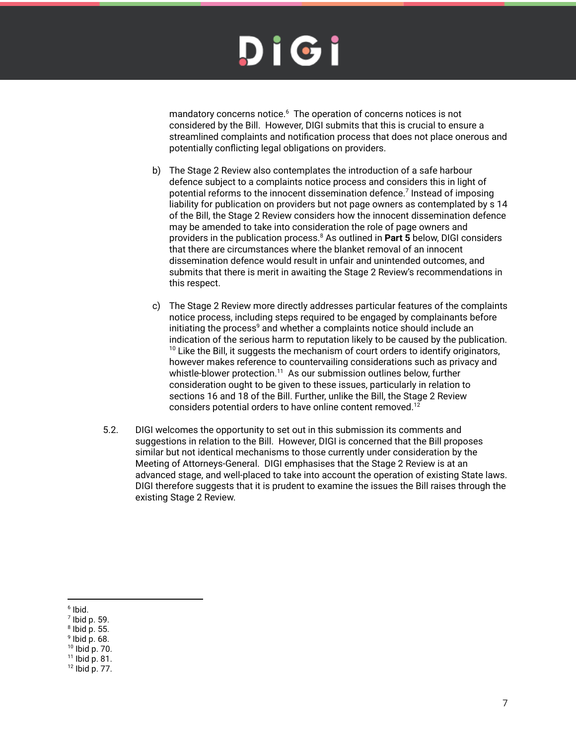mandatory concerns notice.[6] The operation of concerns notices is not considered by the Bill. However, DIGI submits that this is crucial to ensure a streamlined complaints and notification process that does not place onerous and potentially conflicting legal obligations on providers.

b) The Stage 2 Review also contemplates the introduction of a safe harbour defence subject to a complaints notice process and considers this in light of potential reforms to the innocent dissemination defence.[7] Instead of imposing liability for publication on providers but not page owners as contemplated by s 14 of the Bill, the Stage 2 Review considers how the innocent dissemination defence may be amended to take into consideration the role of page owners and providers in the publication process.[8] As outlined in **Part 5** below, DIGI considers that there are circumstances where the blanket removal of an innocent dissemination defence would result in unfair and unintended outcomes, and submits that there is merit in awaiting the Stage 2 Review's recommendations in this respect.

c) The Stage 2 Review more directly addresses particular features of the complaints notice process, including steps required to be engaged by complainants before initiating the process[9] and whether a complaints notice should include an indication of the serious harm to reputation likely to be caused by the publication.[10] Like the Bill, it suggests the mechanism of court orders to identify originators, however makes reference to countervailing considerations such as privacy and whistle-blower protection.[11] As our submission outlines below, further consideration ought to be given to these issues, particularly in relation to sections 16 and 18 of the Bill. Further, unlike the Bill, the Stage 2 Review considers potential orders to have online content removed.[12]

5.2. DIGI welcomes the opportunity to set out in this submission its comments and suggestions in relation to the Bill. However, DIGI is concerned that the Bill proposes similar but not identical mechanisms to those currently under consideration by the Meeting of Attorneys-General. DIGI emphasises that the Stage 2 Review is at an advanced stage, and well-placed to take into account the operation of existing State laws. DIGI therefore suggests that it is prudent to examine the issues the Bill raises through the existing Stage 2 Review.

---

[6] Ibid.
[7] Ibid p. 59.
[8] Ibid p. 55.
[9] Ibid p. 68.
[10] Ibid p. 70.
[11] Ibid p. 81.
[12] Ibid p. 77.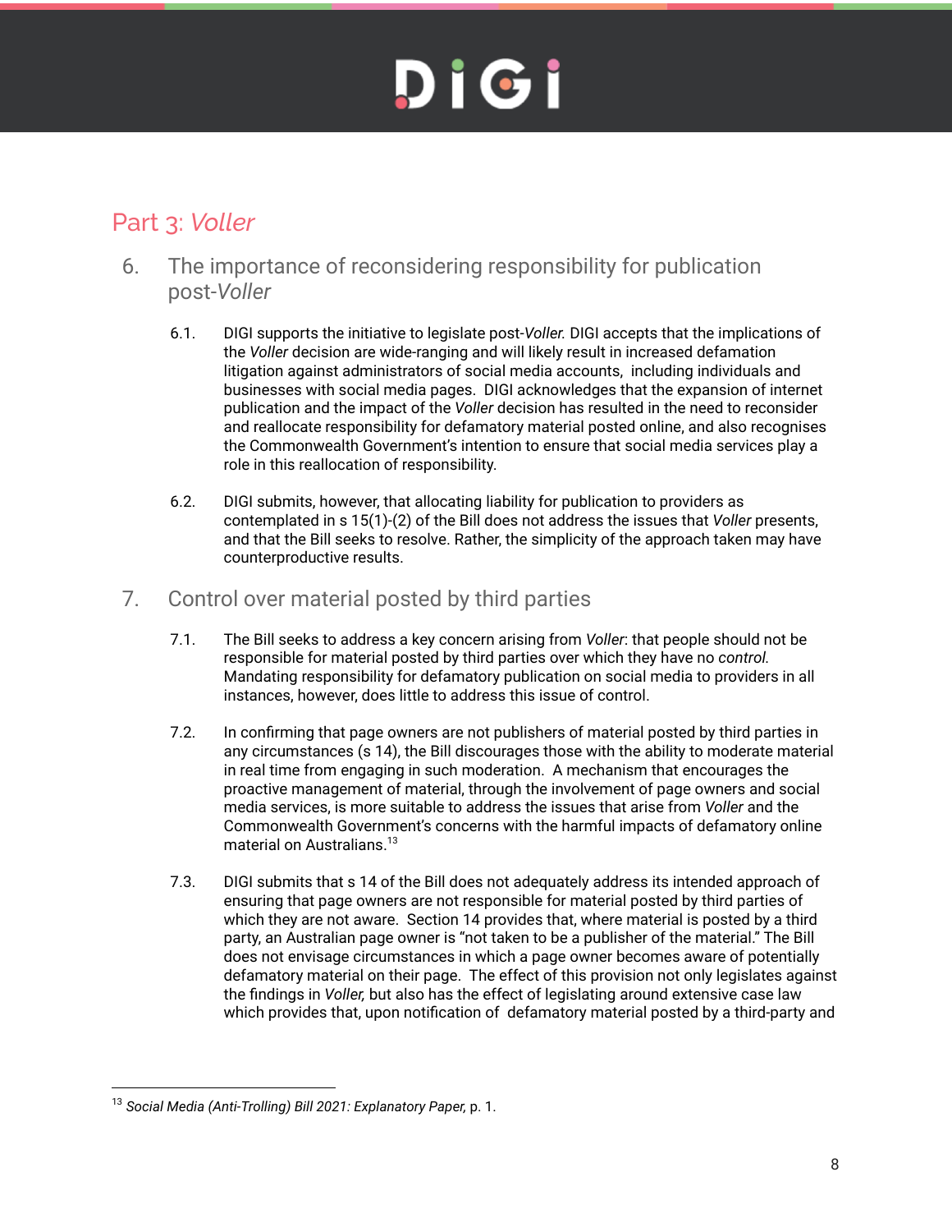## Part 3: *Voller*

### 6. The importance of reconsidering responsibility for publication post-*Voller*

6.1. DIGI supports the initiative to legislate post-*Voller.* DIGI accepts that the implications of the *Voller* decision are wide-ranging and will likely result in increased defamation litigation against administrators of social media accounts, including individuals and businesses with social media pages. DIGI acknowledges that the expansion of internet publication and the impact of the *Voller* decision has resulted in the need to reconsider and reallocate responsibility for defamatory material posted online, and also recognises the Commonwealth Government's intention to ensure that social media services play a role in this reallocation of responsibility.

6.2. DIGI submits, however, that allocating liability for publication to providers as contemplated in s 15(1)-(2) of the Bill does not address the issues that *Voller* presents, and that the Bill seeks to resolve. Rather, the simplicity of the approach taken may have counterproductive results.

### 7. Control over material posted by third parties

7.1. The Bill seeks to address a key concern arising from *Voller*: that people should not be responsible for material posted by third parties over which they have no *control.* Mandating responsibility for defamatory publication on social media to providers in all instances, however, does little to address this issue of control.

7.2. In confirming that page owners are not publishers of material posted by third parties in any circumstances (s 14), the Bill discourages those with the ability to moderate material in real time from engaging in such moderation. A mechanism that encourages the proactive management of material, through the involvement of page owners and social media services, is more suitable to address the issues that arise from *Voller* and the Commonwealth Government's concerns with the harmful impacts of defamatory online material on Australians.[13]

7.3. DIGI submits that s 14 of the Bill does not adequately address its intended approach of ensuring that page owners are not responsible for material posted by third parties of which they are not aware. Section 14 provides that, where material is posted by a third party, an Australian page owner is "not taken to be a publisher of the material." The Bill does not envisage circumstances in which a page owner becomes aware of potentially defamatory material on their page. The effect of this provision not only legislates against the findings in *Voller,* but also has the effect of legislating around extensive case law which provides that, upon notification of defamatory material posted by a third-party and

---

[13] *Social Media (Anti-Trolling) Bill 2021: Explanatory Paper,* p. 1.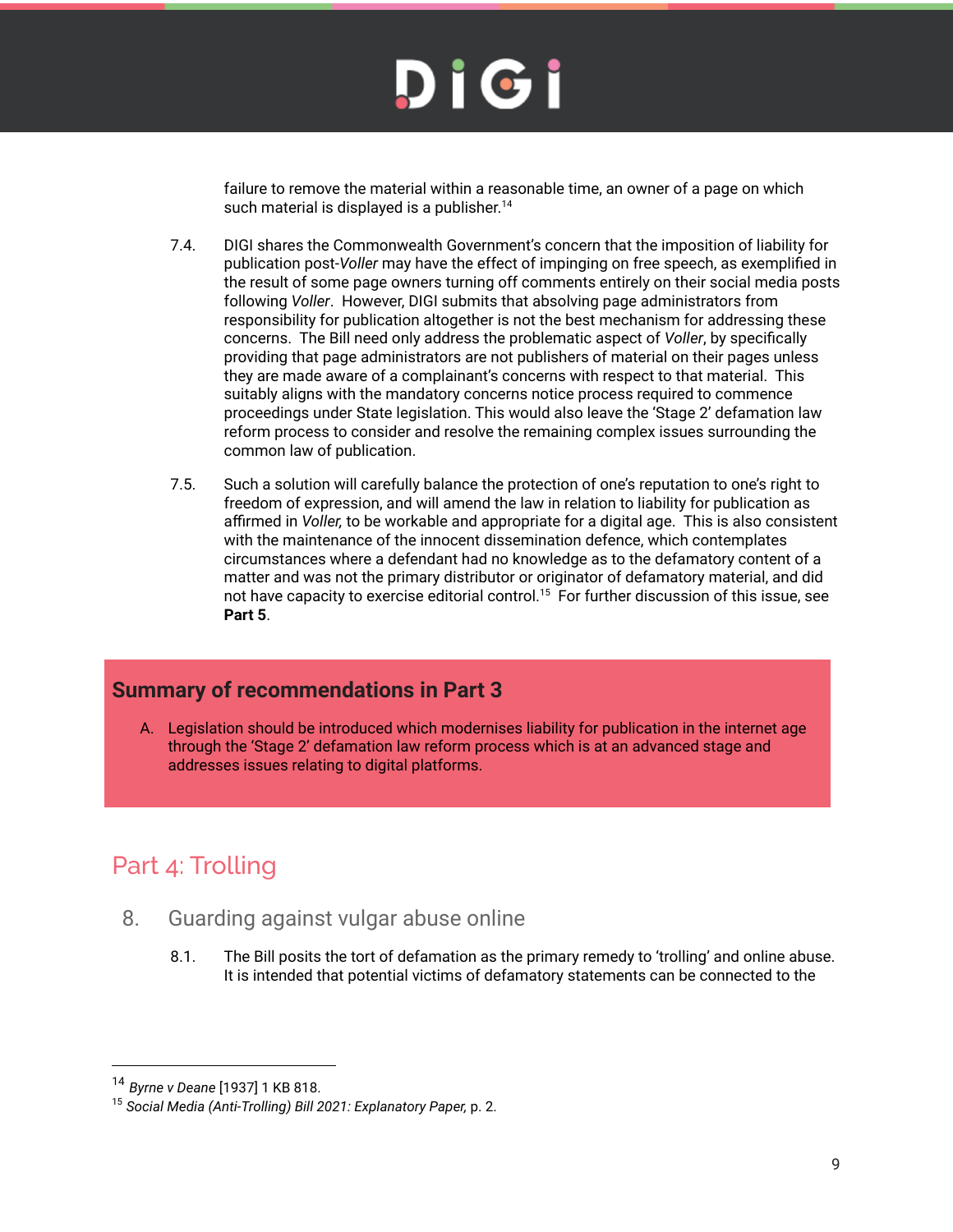failure to remove the material within a reasonable time, an owner of a page on which such material is displayed is a publisher.[14]

7.4. DIGI shares the Commonwealth Government's concern that the imposition of liability for publication post-*Voller* may have the effect of impinging on free speech, as exemplified in the result of some page owners turning off comments entirely on their social media posts following *Voller*. However, DIGI submits that absolving page administrators from responsibility for publication altogether is not the best mechanism for addressing these concerns. The Bill need only address the problematic aspect of *Voller*, by specifically providing that page administrators are not publishers of material on their pages unless they are made aware of a complainant's concerns with respect to that material. This suitably aligns with the mandatory concerns notice process required to commence proceedings under State legislation. This would also leave the 'Stage 2' defamation law reform process to consider and resolve the remaining complex issues surrounding the common law of publication.

7.5. Such a solution will carefully balance the protection of one's reputation to one's right to freedom of expression, and will amend the law in relation to liability for publication as affirmed in *Voller,* to be workable and appropriate for a digital age. This is also consistent with the maintenance of the innocent dissemination defence, which contemplates circumstances where a defendant had no knowledge as to the defamatory content of a matter and was not the primary distributor or originator of defamatory material, and did not have capacity to exercise editorial control.[15] For further discussion of this issue, see **Part 5**.

### Summary of recommendations in Part 3

A. Legislation should be introduced which modernises liability for publication in the internet age through the 'Stage 2' defamation law reform process which is at an advanced stage and addresses issues relating to digital platforms.

# Part 4: Trolling

## 8. Guarding against vulgar abuse online

8.1. The Bill posits the tort of defamation as the primary remedy to 'trolling' and online abuse. It is intended that potential victims of defamatory statements can be connected to the

---

[14] *Byrne v Deane* [1937] 1 KB 818.

[15] *Social Media (Anti-Trolling) Bill 2021: Explanatory Paper,* p. 2.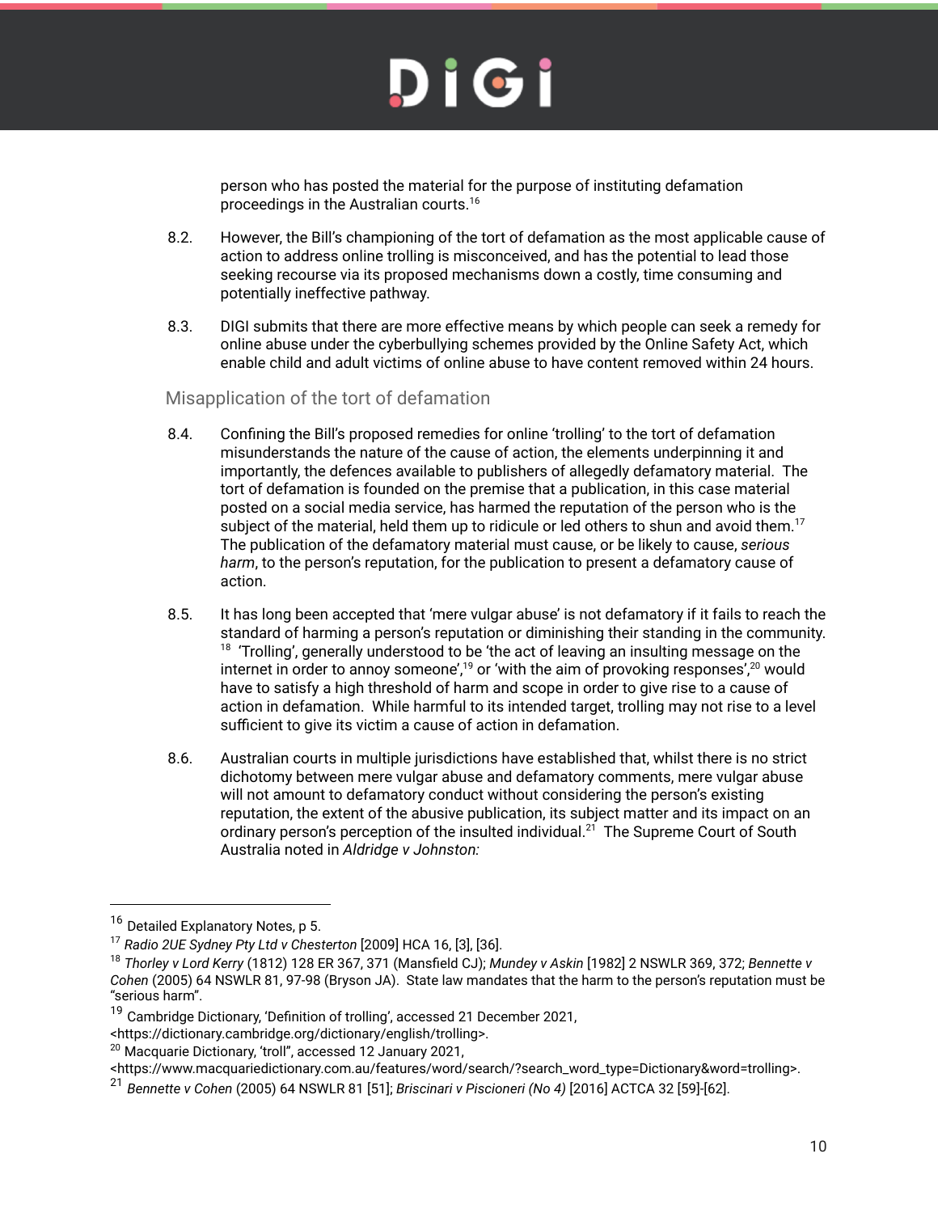person who has posted the material for the purpose of instituting defamation proceedings in the Australian courts.[16]

8.2. However, the Bill's championing of the tort of defamation as the most applicable cause of action to address online trolling is misconceived, and has the potential to lead those seeking recourse via its proposed mechanisms down a costly, time consuming and potentially ineffective pathway.

8.3. DIGI submits that there are more effective means by which people can seek a remedy for online abuse under the cyberbullying schemes provided by the Online Safety Act, which enable child and adult victims of online abuse to have content removed within 24 hours.

## Misapplication of the tort of defamation

8.4. Confining the Bill's proposed remedies for online 'trolling' to the tort of defamation misunderstands the nature of the cause of action, the elements underpinning it and importantly, the defences available to publishers of allegedly defamatory material. The tort of defamation is founded on the premise that a publication, in this case material posted on a social media service, has harmed the reputation of the person who is the subject of the material, held them up to ridicule or led others to shun and avoid them.[17] The publication of the defamatory material must cause, or be likely to cause, *serious harm*, to the person's reputation, for the publication to present a defamatory cause of action.

8.5. It has long been accepted that 'mere vulgar abuse' is not defamatory if it fails to reach the standard of harming a person's reputation or diminishing their standing in the community.[18] 'Trolling', generally understood to be 'the act of leaving an insulting message on the internet in order to annoy someone',[19] or 'with the aim of provoking responses',[20] would have to satisfy a high threshold of harm and scope in order to give rise to a cause of action in defamation. While harmful to its intended target, trolling may not rise to a level sufficient to give its victim a cause of action in defamation.

8.6. Australian courts in multiple jurisdictions have established that, whilst there is no strict dichotomy between mere vulgar abuse and defamatory comments, mere vulgar abuse will not amount to defamatory conduct without considering the person's existing reputation, the extent of the abusive publication, its subject matter and its impact on an ordinary person's perception of the insulted individual.[21] The Supreme Court of South Australia noted in *Aldridge v Johnston:*

---

[16] Detailed Explanatory Notes, p 5.

[17] *Radio 2UE Sydney Pty Ltd v Chesterton* [2009] HCA 16, [3], [36].

[18] *Thorley v Lord Kerry* (1812) 128 ER 367, 371 (Mansfield CJ); *Mundey v Askin* [1982] 2 NSWLR 369, 372; *Bennette v Cohen* (2005) 64 NSWLR 81, 97-98 (Bryson JA). State law mandates that the harm to the person's reputation must be "serious harm".

[19] Cambridge Dictionary, 'Definition of trolling', accessed 21 December 2021, <https://dictionary.cambridge.org/dictionary/english/trolling>.

[20] Macquarie Dictionary, 'troll", accessed 12 January 2021, <https://www.macquariedictionary.com.au/features/word/search/?search_word_type=Dictionary&word=trolling>.

[21] *Bennette v Cohen* (2005) 64 NSWLR 81 [51]; *Briscinari v Piscioneri (No 4)* [2016] ACTCA 32 [59]-[62].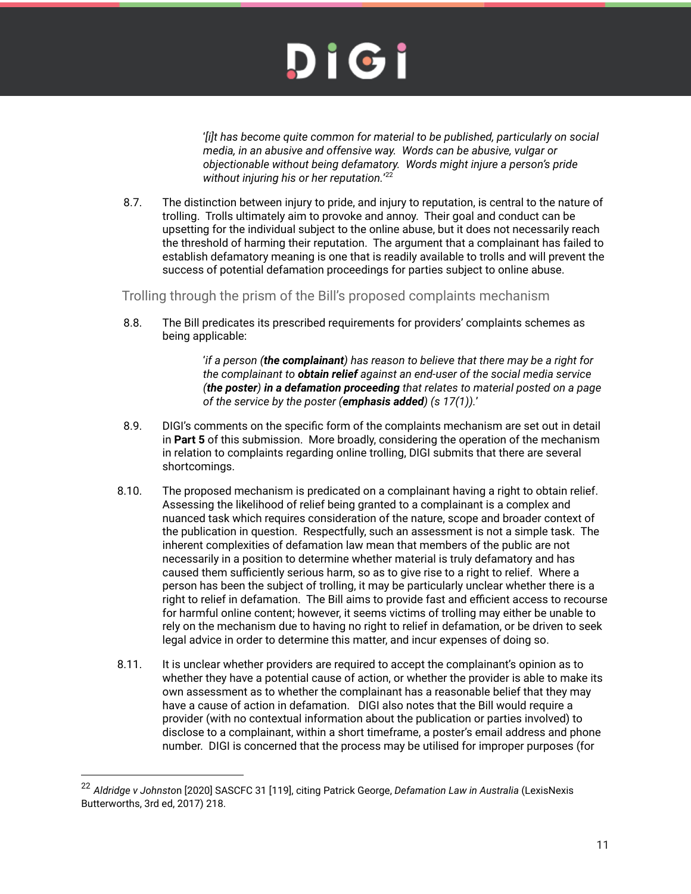> '*[i]t has become quite common for material to be published, particularly on social media, in an abusive and offensive way. Words can be abusive, vulgar or objectionable without being defamatory. Words might injure a person's pride without injuring his or her reputation.*'[22]

8.7. The distinction between injury to pride, and injury to reputation, is central to the nature of trolling. Trolls ultimately aim to provoke and annoy. Their goal and conduct can be upsetting for the individual subject to the online abuse, but it does not necessarily reach the threshold of harming their reputation. The argument that a complainant has failed to establish defamatory meaning is one that is readily available to trolls and will prevent the success of potential defamation proceedings for parties subject to online abuse.

## Trolling through the prism of the Bill's proposed complaints mechanism

8.8. The Bill predicates its prescribed requirements for providers' complaints schemes as being applicable:

> '*if a person (**the complainant**) has reason to believe that there may be a right for the complainant to **obtain relief** against an end-user of the social media service (**the poster**) **in a defamation proceeding** that relates to material posted on a page of the service by the poster (**emphasis added**) (s 17(1)).*'

8.9. DIGI's comments on the specific form of the complaints mechanism are set out in detail in **Part 5** of this submission. More broadly, considering the operation of the mechanism in relation to complaints regarding online trolling, DIGI submits that there are several shortcomings.

8.10. The proposed mechanism is predicated on a complainant having a right to obtain relief. Assessing the likelihood of relief being granted to a complainant is a complex and nuanced task which requires consideration of the nature, scope and broader context of the publication in question. Respectfully, such an assessment is not a simple task. The inherent complexities of defamation law mean that members of the public are not necessarily in a position to determine whether material is truly defamatory and has caused them sufficiently serious harm, so as to give rise to a right to relief. Where a person has been the subject of trolling, it may be particularly unclear whether there is a right to relief in defamation. The Bill aims to provide fast and efficient access to recourse for harmful online content; however, it seems victims of trolling may either be unable to rely on the mechanism due to having no right to relief in defamation, or be driven to seek legal advice in order to determine this matter, and incur expenses of doing so.

8.11. It is unclear whether providers are required to accept the complainant's opinion as to whether they have a potential cause of action, or whether the provider is able to make its own assessment as to whether the complainant has a reasonable belief that they may have a cause of action in defamation. DIGI also notes that the Bill would require a provider (with no contextual information about the publication or parties involved) to disclose to a complainant, within a short timeframe, a poster's email address and phone number. DIGI is concerned that the process may be utilised for improper purposes (for

---

[22] *Aldridge v Johnston* [2020] SASCFC 31 [119], citing Patrick George, *Defamation Law in Australia* (LexisNexis Butterworths, 3rd ed, 2017) 218.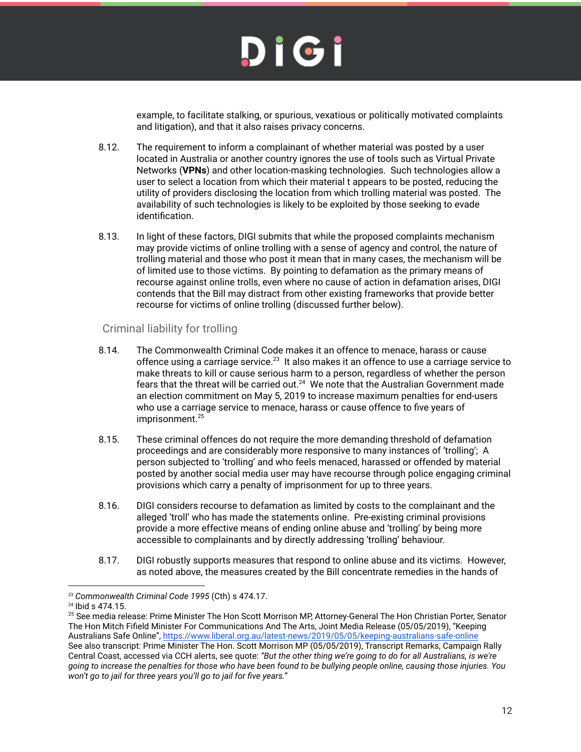example, to facilitate stalking, or spurious, vexatious or politically motivated complaints and litigation), and that it also raises privacy concerns.

8.12. The requirement to inform a complainant of whether material was posted by a user located in Australia or another country ignores the use of tools such as Virtual Private Networks (**VPNs**) and other location-masking technologies. Such technologies allow a user to select a location from which their material t appears to be posted, reducing the utility of providers disclosing the location from which trolling material was posted. The availability of such technologies is likely to be exploited by those seeking to evade identification.

8.13. In light of these factors, DIGI submits that while the proposed complaints mechanism may provide victims of online trolling with a sense of agency and control, the nature of trolling material and those who post it mean that in many cases, the mechanism will be of limited use to those victims. By pointing to defamation as the primary means of recourse against online trolls, even where no cause of action in defamation arises, DIGI contends that the Bill may distract from other existing frameworks that provide better recourse for victims of online trolling (discussed further below).

## Criminal liability for trolling

8.14. The Commonwealth Criminal Code makes it an offence to menace, harass or cause offence using a carriage service.[23] It also makes it an offence to use a carriage service to make threats to kill or cause serious harm to a person, regardless of whether the person fears that the threat will be carried out.[24] We note that the Australian Government made an election commitment on May 5, 2019 to increase maximum penalties for end-users who use a carriage service to menace, harass or cause offence to five years of imprisonment.[25]

8.15. These criminal offences do not require the more demanding threshold of defamation proceedings and are considerably more responsive to many instances of 'trolling'; A person subjected to 'trolling' and who feels menaced, harassed or offended by material posted by another social media user may have recourse through police engaging criminal provisions which carry a penalty of imprisonment for up to three years.

8.16. DIGI considers recourse to defamation as limited by costs to the complainant and the alleged 'troll' who has made the statements online. Pre-existing criminal provisions provide a more effective means of ending online abuse and 'trolling' by being more accessible to complainants and by directly addressing 'trolling' behaviour.

8.17. DIGI robustly supports measures that respond to online abuse and its victims. However, as noted above, the measures created by the Bill concentrate remedies in the hands of

---

[23] *Commonwealth Criminal Code 1995* (Cth) s 474.17.

[24] Ibid s 474.15.

[25] See media release: Prime Minister The Hon Scott Morrison MP, Attorney-General The Hon Christian Porter, Senator The Hon Mitch Fifield Minister For Communications And The Arts, Joint Media Release (05/05/2019), "Keeping Australians Safe Online", https://www.liberal.org.au/latest-news/2019/05/05/keeping-australians-safe-online
See also transcript: Prime Minister The Hon. Scott Morrison MP (05/05/2019), Transcript Remarks, Campaign Rally Central Coast, accessed via CCH alerts, see quote: *"But the other thing we're going to do for all Australians, is we're going to increase the penalties for those who have been found to be bullying people online, causing those injuries. You won't go to jail for three years you'll go to jail for five years."*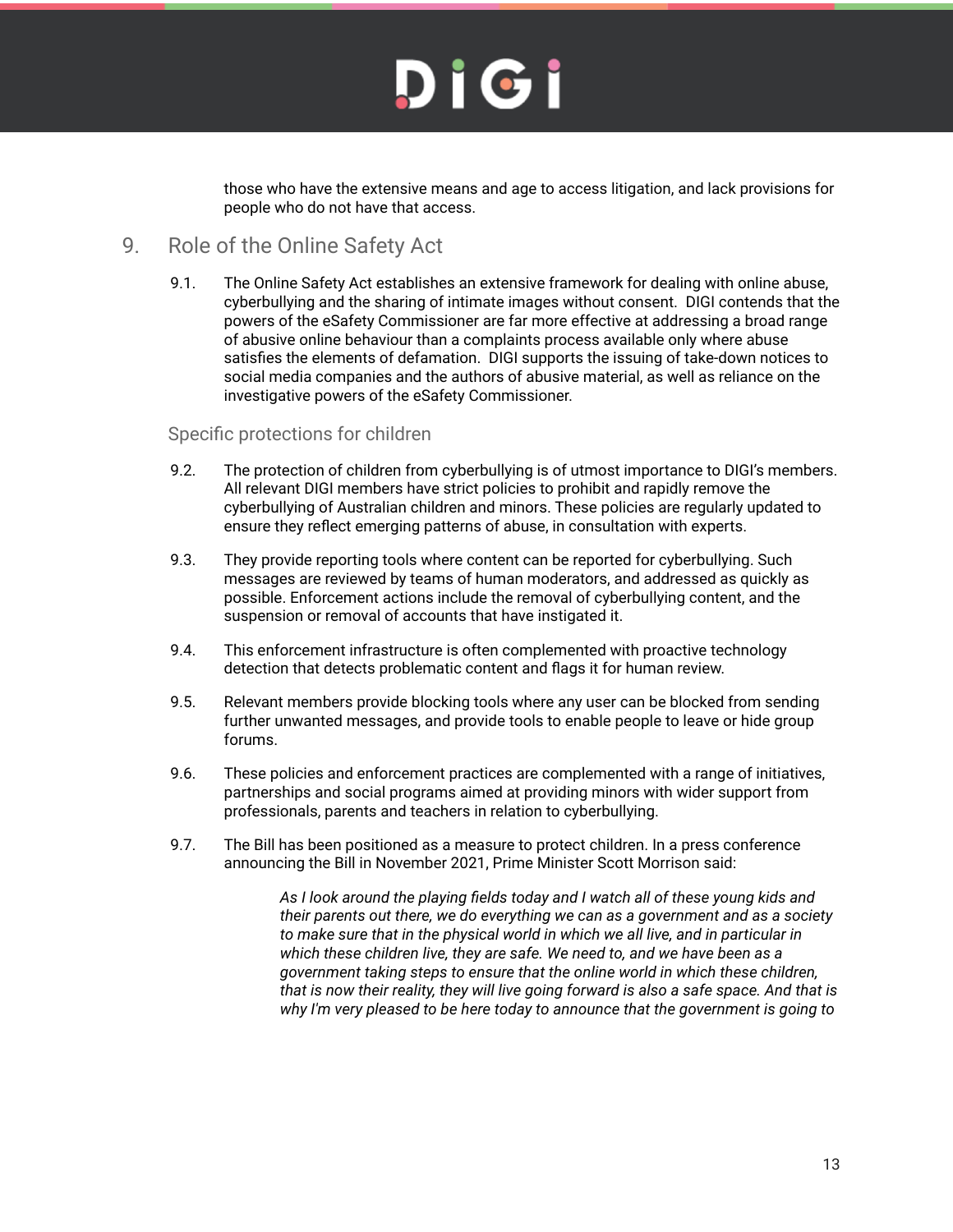those who have the extensive means and age to access litigation, and lack provisions for people who do not have that access.

## 9. Role of the Online Safety Act

9.1. The Online Safety Act establishes an extensive framework for dealing with online abuse, cyberbullying and the sharing of intimate images without consent. DIGI contends that the powers of the eSafety Commissioner are far more effective at addressing a broad range of abusive online behaviour than a complaints process available only where abuse satisfies the elements of defamation. DIGI supports the issuing of take-down notices to social media companies and the authors of abusive material, as well as reliance on the investigative powers of the eSafety Commissioner.

### Specific protections for children

9.2. The protection of children from cyberbullying is of utmost importance to DIGI's members. All relevant DIGI members have strict policies to prohibit and rapidly remove the cyberbullying of Australian children and minors. These policies are regularly updated to ensure they reflect emerging patterns of abuse, in consultation with experts.

9.3. They provide reporting tools where content can be reported for cyberbullying. Such messages are reviewed by teams of human moderators, and addressed as quickly as possible. Enforcement actions include the removal of cyberbullying content, and the suspension or removal of accounts that have instigated it.

9.4. This enforcement infrastructure is often complemented with proactive technology detection that detects problematic content and flags it for human review.

9.5. Relevant members provide blocking tools where any user can be blocked from sending further unwanted messages, and provide tools to enable people to leave or hide group forums.

9.6. These policies and enforcement practices are complemented with a range of initiatives, partnerships and social programs aimed at providing minors with wider support from professionals, parents and teachers in relation to cyberbullying.

9.7. The Bill has been positioned as a measure to protect children. In a press conference announcing the Bill in November 2021, Prime Minister Scott Morrison said:

> *As I look around the playing fields today and I watch all of these young kids and their parents out there, we do everything we can as a government and as a society to make sure that in the physical world in which we all live, and in particular in which these children live, they are safe. We need to, and we have been as a government taking steps to ensure that the online world in which these children, that is now their reality, they will live going forward is also a safe space. And that is why I'm very pleased to be here today to announce that the government is going to*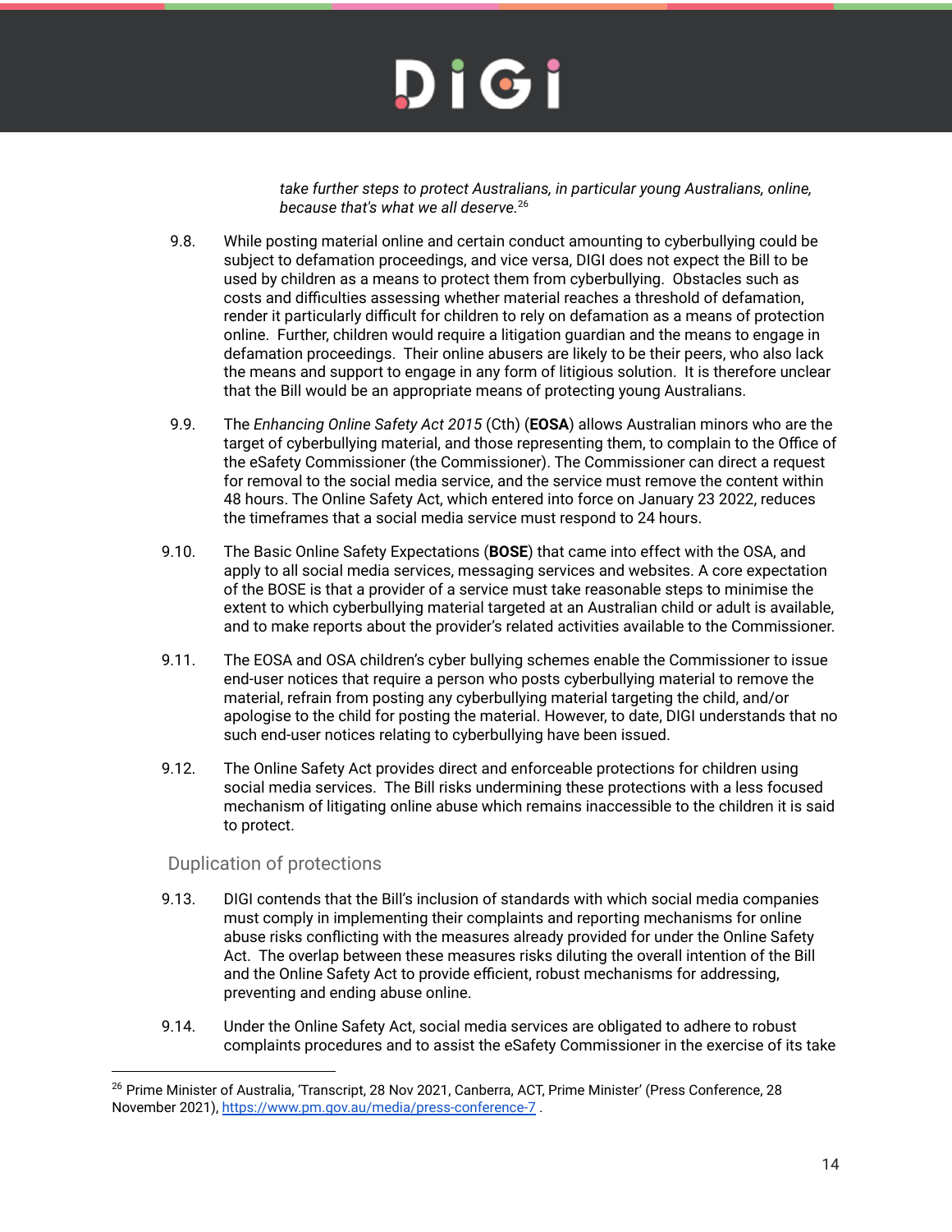> *take further steps to protect Australians, in particular young Australians, online, because that's what we all deserve.*[26]

9.8. While posting material online and certain conduct amounting to cyberbullying could be subject to defamation proceedings, and vice versa, DIGI does not expect the Bill to be used by children as a means to protect them from cyberbullying. Obstacles such as costs and difficulties assessing whether material reaches a threshold of defamation, render it particularly difficult for children to rely on defamation as a means of protection online. Further, children would require a litigation guardian and the means to engage in defamation proceedings. Their online abusers are likely to be their peers, who also lack the means and support to engage in any form of litigious solution. It is therefore unclear that the Bill would be an appropriate means of protecting young Australians.

9.9. The *Enhancing Online Safety Act 2015* (Cth) (**EOSA**) allows Australian minors who are the target of cyberbullying material, and those representing them, to complain to the Office of the eSafety Commissioner (the Commissioner). The Commissioner can direct a request for removal to the social media service, and the service must remove the content within 48 hours. The Online Safety Act, which entered into force on January 23 2022, reduces the timeframes that a social media service must respond to 24 hours.

9.10. The Basic Online Safety Expectations (**BOSE**) that came into effect with the OSA, and apply to all social media services, messaging services and websites. A core expectation of the BOSE is that a provider of a service must take reasonable steps to minimise the extent to which cyberbullying material targeted at an Australian child or adult is available, and to make reports about the provider's related activities available to the Commissioner.

9.11. The EOSA and OSA children's cyber bullying schemes enable the Commissioner to issue end-user notices that require a person who posts cyberbullying material to remove the material, refrain from posting any cyberbullying material targeting the child, and/or apologise to the child for posting the material. However, to date, DIGI understands that no such end-user notices relating to cyberbullying have been issued.

9.12. The Online Safety Act provides direct and enforceable protections for children using social media services. The Bill risks undermining these protections with a less focused mechanism of litigating online abuse which remains inaccessible to the children it is said to protect.

## Duplication of protections

9.13. DIGI contends that the Bill's inclusion of standards with which social media companies must comply in implementing their complaints and reporting mechanisms for online abuse risks conflicting with the measures already provided for under the Online Safety Act. The overlap between these measures risks diluting the overall intention of the Bill and the Online Safety Act to provide efficient, robust mechanisms for addressing, preventing and ending abuse online.

9.14. Under the Online Safety Act, social media services are obligated to adhere to robust complaints procedures and to assist the eSafety Commissioner in the exercise of its take

---

[26] Prime Minister of Australia, 'Transcript, 28 Nov 2021, Canberra, ACT, Prime Minister' (Press Conference, 28 November 2021), https://www.pm.gov.au/media/press-conference-7 .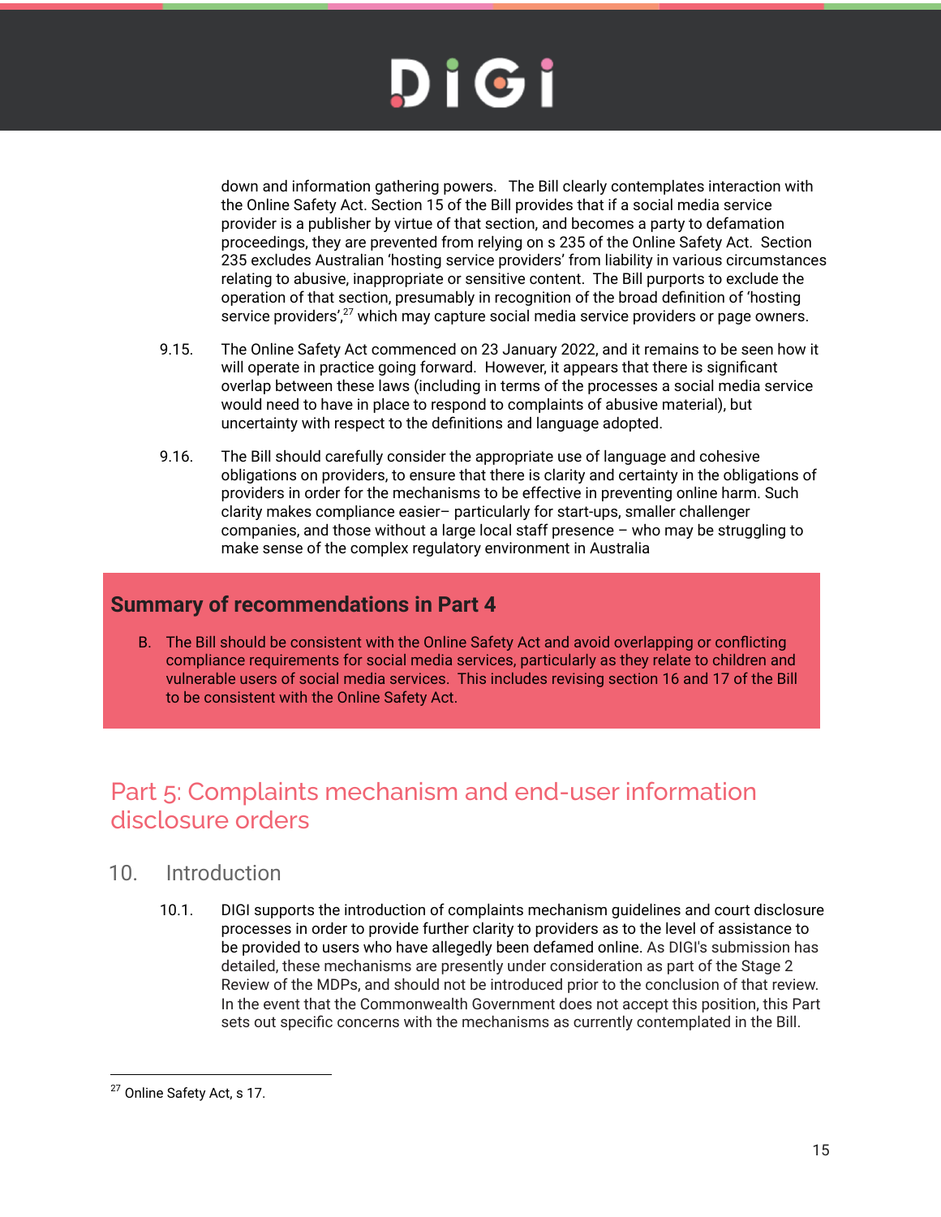down and information gathering powers. The Bill clearly contemplates interaction with the Online Safety Act. Section 15 of the Bill provides that if a social media service provider is a publisher by virtue of that section, and becomes a party to defamation proceedings, they are prevented from relying on s 235 of the Online Safety Act. Section 235 excludes Australian 'hosting service providers' from liability in various circumstances relating to abusive, inappropriate or sensitive content. The Bill purports to exclude the operation of that section, presumably in recognition of the broad definition of 'hosting service providers',[27] which may capture social media service providers or page owners.

9.15. The Online Safety Act commenced on 23 January 2022, and it remains to be seen how it will operate in practice going forward. However, it appears that there is significant overlap between these laws (including in terms of the processes a social media service would need to have in place to respond to complaints of abusive material), but uncertainty with respect to the definitions and language adopted.

9.16. The Bill should carefully consider the appropriate use of language and cohesive obligations on providers, to ensure that there is clarity and certainty in the obligations of providers in order for the mechanisms to be effective in preventing online harm. Such clarity makes compliance easier– particularly for start-ups, smaller challenger companies, and those without a large local staff presence – who may be struggling to make sense of the complex regulatory environment in Australia

### Summary of recommendations in Part 4

B. The Bill should be consistent with the Online Safety Act and avoid overlapping or conflicting compliance requirements for social media services, particularly as they relate to children and vulnerable users of social media services. This includes revising section 16 and 17 of the Bill to be consistent with the Online Safety Act.

# Part 5: Complaints mechanism and end-user information disclosure orders

## 10. Introduction

10.1. DIGI supports the introduction of complaints mechanism guidelines and court disclosure processes in order to provide further clarity to providers as to the level of assistance to be provided to users who have allegedly been defamed online. As DIGI's submission has detailed, these mechanisms are presently under consideration as part of the Stage 2 Review of the MDPs, and should not be introduced prior to the conclusion of that review. In the event that the Commonwealth Government does not accept this position, this Part sets out specific concerns with the mechanisms as currently contemplated in the Bill.

[27] Online Safety Act, s 17.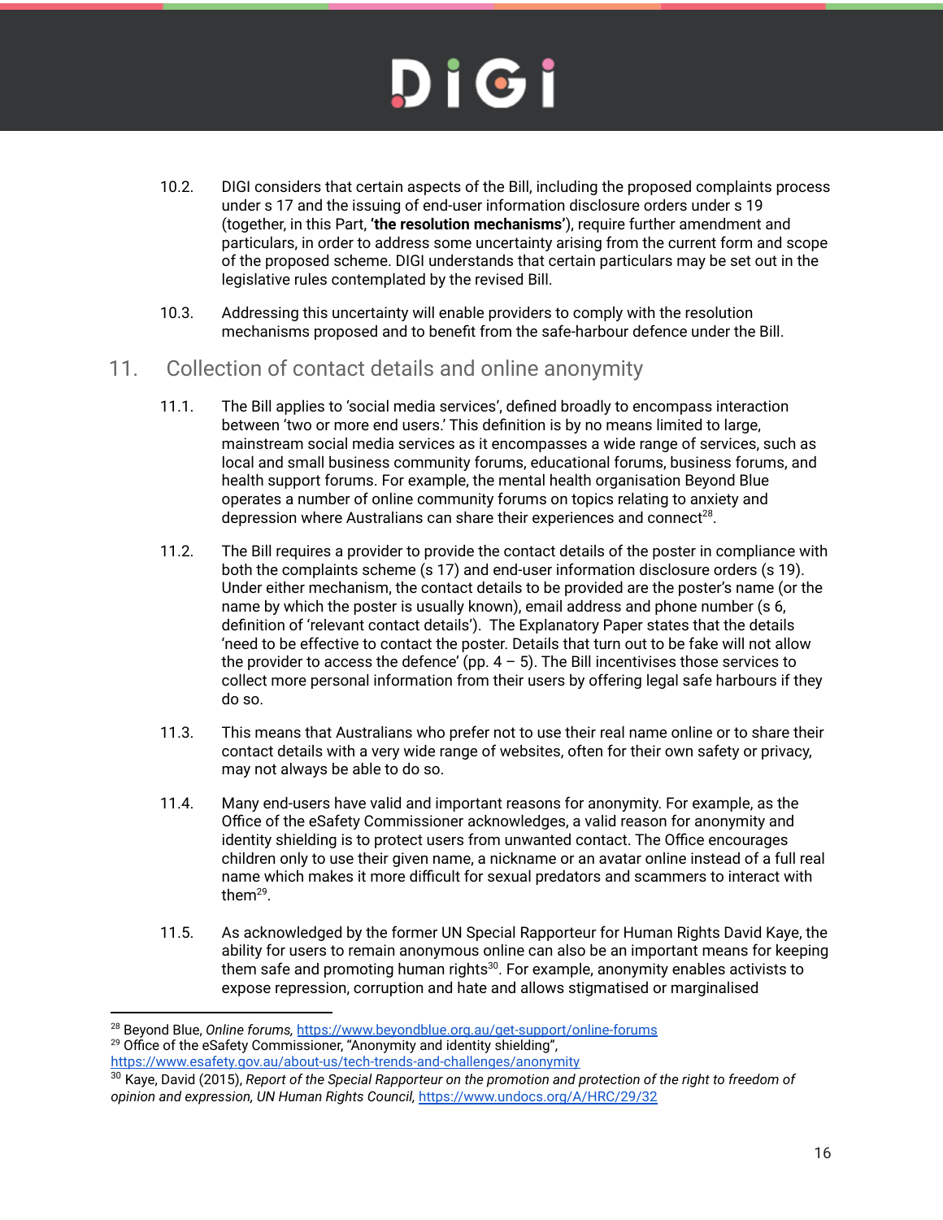10.2. DIGI considers that certain aspects of the Bill, including the proposed complaints process under s 17 and the issuing of end-user information disclosure orders under s 19 (together, in this Part, **'the resolution mechanisms'**), require further amendment and particulars, in order to address some uncertainty arising from the current form and scope of the proposed scheme. DIGI understands that certain particulars may be set out in the legislative rules contemplated by the revised Bill.

10.3. Addressing this uncertainty will enable providers to comply with the resolution mechanisms proposed and to benefit from the safe-harbour defence under the Bill.

## 11. Collection of contact details and online anonymity

11.1. The Bill applies to 'social media services', defined broadly to encompass interaction between 'two or more end users.' This definition is by no means limited to large, mainstream social media services as it encompasses a wide range of services, such as local and small business community forums, educational forums, business forums, and health support forums. For example, the mental health organisation Beyond Blue operates a number of online community forums on topics relating to anxiety and depression where Australians can share their experiences and connect[28].

11.2. The Bill requires a provider to provide the contact details of the poster in compliance with both the complaints scheme (s 17) and end-user information disclosure orders (s 19). Under either mechanism, the contact details to be provided are the poster's name (or the name by which the poster is usually known), email address and phone number (s 6, definition of 'relevant contact details'). The Explanatory Paper states that the details 'need to be effective to contact the poster. Details that turn out to be fake will not allow the provider to access the defence' (pp. 4 – 5). The Bill incentivises those services to collect more personal information from their users by offering legal safe harbours if they do so.

11.3. This means that Australians who prefer not to use their real name online or to share their contact details with a very wide range of websites, often for their own safety or privacy, may not always be able to do so.

11.4. Many end-users have valid and important reasons for anonymity. For example, as the Office of the eSafety Commissioner acknowledges, a valid reason for anonymity and identity shielding is to protect users from unwanted contact. The Office encourages children only to use their given name, a nickname or an avatar online instead of a full real name which makes it more difficult for sexual predators and scammers to interact with them[29].

11.5. As acknowledged by the former UN Special Rapporteur for Human Rights David Kaye, the ability for users to remain anonymous online can also be an important means for keeping them safe and promoting human rights[30]. For example, anonymity enables activists to expose repression, corruption and hate and allows stigmatised or marginalised

---

[28] Beyond Blue, *Online forums,* https://www.beyondblue.org.au/get-support/online-forums

[29] Office of the eSafety Commissioner, "Anonymity and identity shielding", https://www.esafety.gov.au/about-us/tech-trends-and-challenges/anonymity

[30] Kaye, David (2015), *Report of the Special Rapporteur on the promotion and protection of the right to freedom of opinion and expression, UN Human Rights Council,* https://www.undocs.org/A/HRC/29/32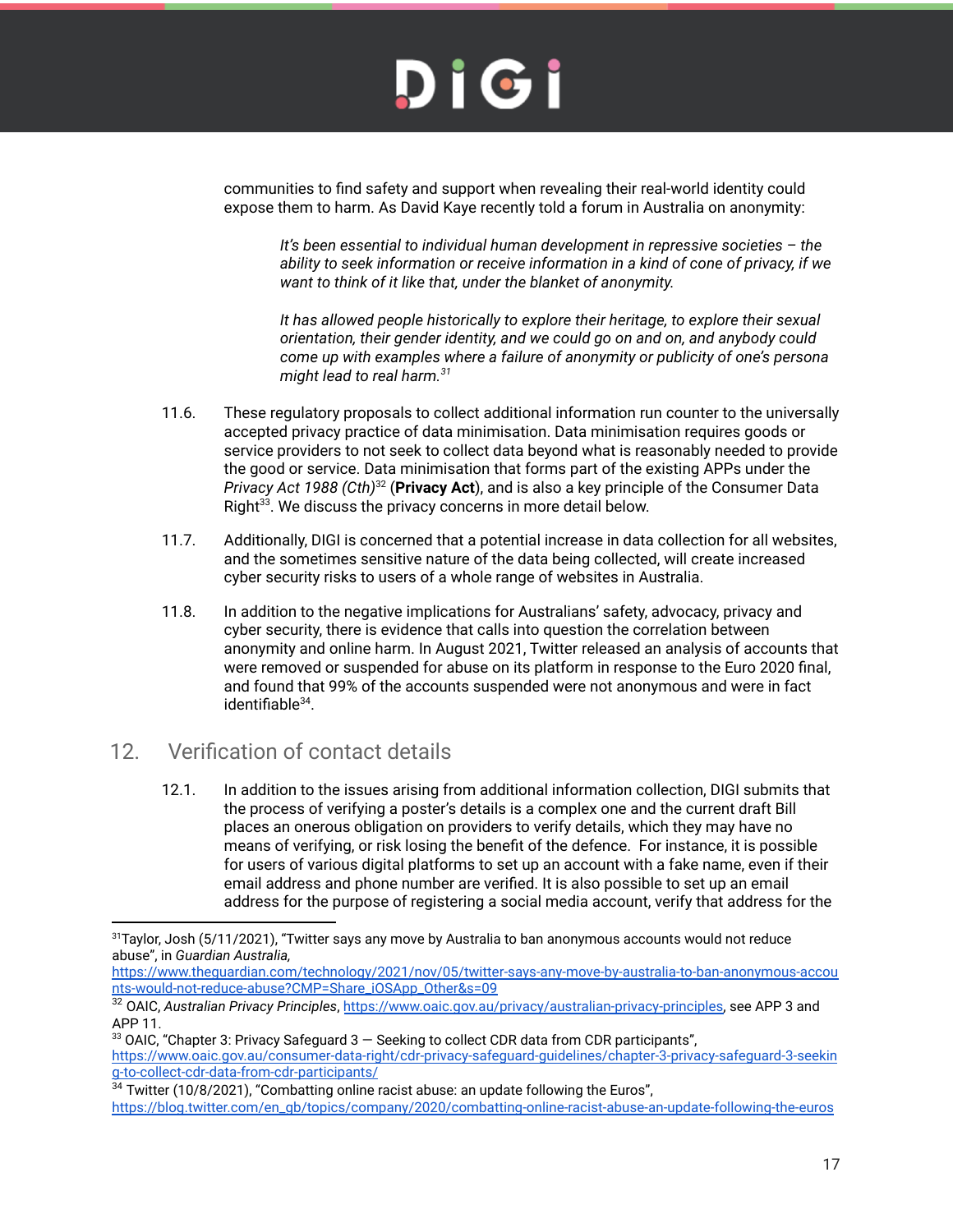communities to find safety and support when revealing their real-world identity could expose them to harm. As David Kaye recently told a forum in Australia on anonymity:

> *It's been essential to individual human development in repressive societies – the ability to seek information or receive information in a kind of cone of privacy, if we want to think of it like that, under the blanket of anonymity.*
>
> *It has allowed people historically to explore their heritage, to explore their sexual orientation, their gender identity, and we could go on and on, and anybody could come up with examples where a failure of anonymity or publicity of one's persona might lead to real harm.*[31]

11.6. These regulatory proposals to collect additional information run counter to the universally accepted privacy practice of data minimisation. Data minimisation requires goods or service providers to not seek to collect data beyond what is reasonably needed to provide the good or service. Data minimisation that forms part of the existing APPs under the *Privacy Act 1988 (Cth)*[32] (**Privacy Act**), and is also a key principle of the Consumer Data Right[33]. We discuss the privacy concerns in more detail below.

11.7. Additionally, DIGI is concerned that a potential increase in data collection for all websites, and the sometimes sensitive nature of the data being collected, will create increased cyber security risks to users of a whole range of websites in Australia.

11.8. In addition to the negative implications for Australians' safety, advocacy, privacy and cyber security, there is evidence that calls into question the correlation between anonymity and online harm. In August 2021, Twitter released an analysis of accounts that were removed or suspended for abuse on its platform in response to the Euro 2020 final, and found that 99% of the accounts suspended were not anonymous and were in fact identifiable[34].

## 12. Verification of contact details

12.1. In addition to the issues arising from additional information collection, DIGI submits that the process of verifying a poster's details is a complex one and the current draft Bill places an onerous obligation on providers to verify details, which they may have no means of verifying, or risk losing the benefit of the defence. For instance, it is possible for users of various digital platforms to set up an account with a fake name, even if their email address and phone number are verified. It is also possible to set up an email address for the purpose of registering a social media account, verify that address for the

---

[31] Taylor, Josh (5/11/2021), "Twitter says any move by Australia to ban anonymous accounts would not reduce abuse", in *Guardian Australia,* https://www.theguardian.com/technology/2021/nov/05/twitter-says-any-move-by-australia-to-ban-anonymous-accounts-would-not-reduce-abuse?CMP=Share_iOSApp_Other&s=09

[32] OAIC, *Australian Privacy Principles*, https://www.oaic.gov.au/privacy/australian-privacy-principles, see APP 3 and APP 11.

[33] OAIC, "Chapter 3: Privacy Safeguard 3 — Seeking to collect CDR data from CDR participants", https://www.oaic.gov.au/consumer-data-right/cdr-privacy-safeguard-guidelines/chapter-3-privacy-safeguard-3-seeking-to-collect-cdr-data-from-cdr-participants/

[34] Twitter (10/8/2021), "Combatting online racist abuse: an update following the Euros", https://blog.twitter.com/en_gb/topics/company/2020/combatting-online-racist-abuse-an-update-following-the-euros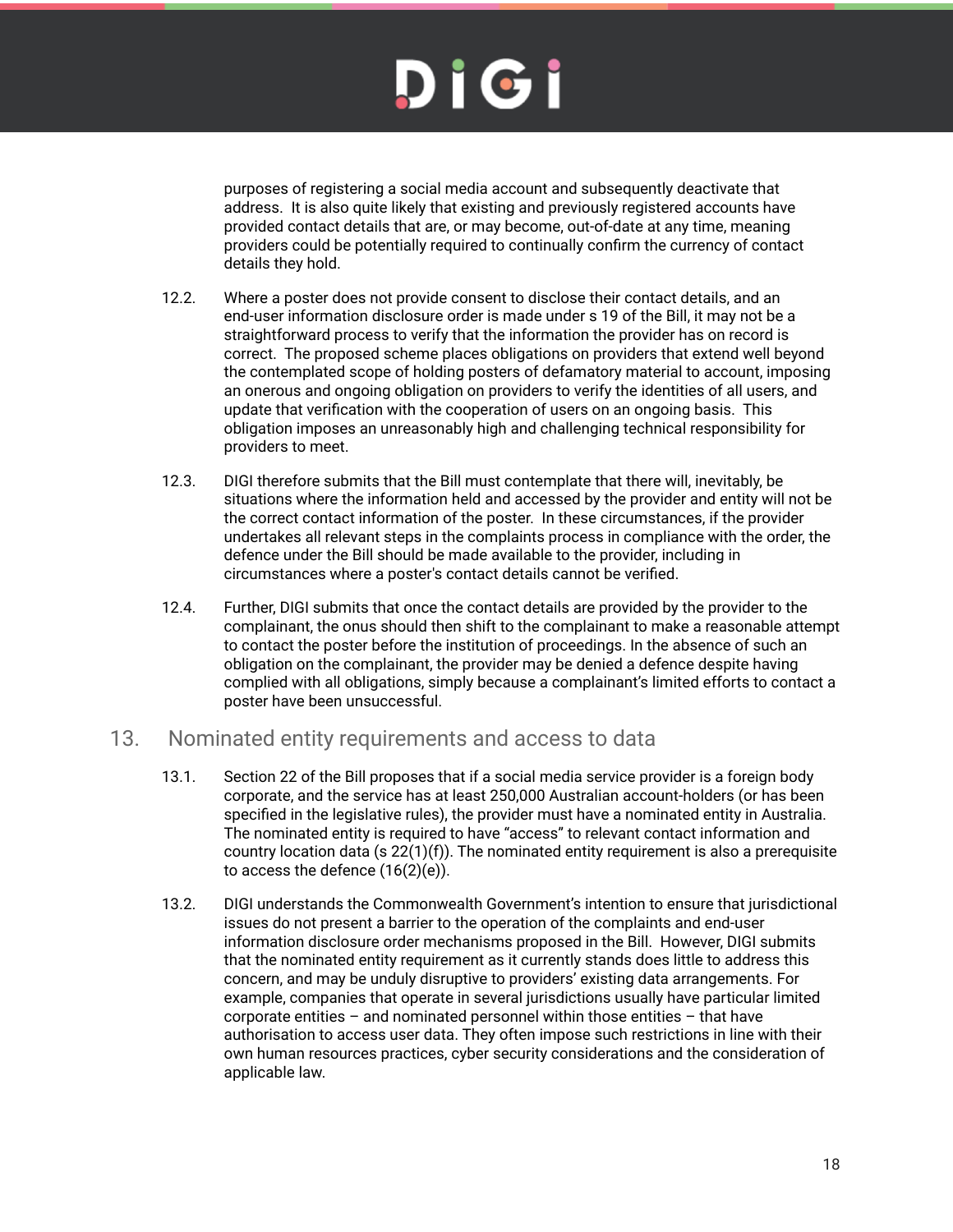purposes of registering a social media account and subsequently deactivate that address. It is also quite likely that existing and previously registered accounts have provided contact details that are, or may become, out-of-date at any time, meaning providers could be potentially required to continually confirm the currency of contact details they hold.

12.2. Where a poster does not provide consent to disclose their contact details, and an end-user information disclosure order is made under s 19 of the Bill, it may not be a straightforward process to verify that the information the provider has on record is correct. The proposed scheme places obligations on providers that extend well beyond the contemplated scope of holding posters of defamatory material to account, imposing an onerous and ongoing obligation on providers to verify the identities of all users, and update that verification with the cooperation of users on an ongoing basis. This obligation imposes an unreasonably high and challenging technical responsibility for providers to meet.

12.3. DIGI therefore submits that the Bill must contemplate that there will, inevitably, be situations where the information held and accessed by the provider and entity will not be the correct contact information of the poster. In these circumstances, if the provider undertakes all relevant steps in the complaints process in compliance with the order, the defence under the Bill should be made available to the provider, including in circumstances where a poster's contact details cannot be verified.

12.4. Further, DIGI submits that once the contact details are provided by the provider to the complainant, the onus should then shift to the complainant to make a reasonable attempt to contact the poster before the institution of proceedings. In the absence of such an obligation on the complainant, the provider may be denied a defence despite having complied with all obligations, simply because a complainant's limited efforts to contact a poster have been unsuccessful.

## 13. Nominated entity requirements and access to data

13.1. Section 22 of the Bill proposes that if a social media service provider is a foreign body corporate, and the service has at least 250,000 Australian account-holders (or has been specified in the legislative rules), the provider must have a nominated entity in Australia. The nominated entity is required to have "access" to relevant contact information and country location data (s 22(1)(f)). The nominated entity requirement is also a prerequisite to access the defence (16(2)(e)).

13.2. DIGI understands the Commonwealth Government's intention to ensure that jurisdictional issues do not present a barrier to the operation of the complaints and end-user information disclosure order mechanisms proposed in the Bill. However, DIGI submits that the nominated entity requirement as it currently stands does little to address this concern, and may be unduly disruptive to providers' existing data arrangements. For example, companies that operate in several jurisdictions usually have particular limited corporate entities – and nominated personnel within those entities – that have authorisation to access user data. They often impose such restrictions in line with their own human resources practices, cyber security considerations and the consideration of applicable law.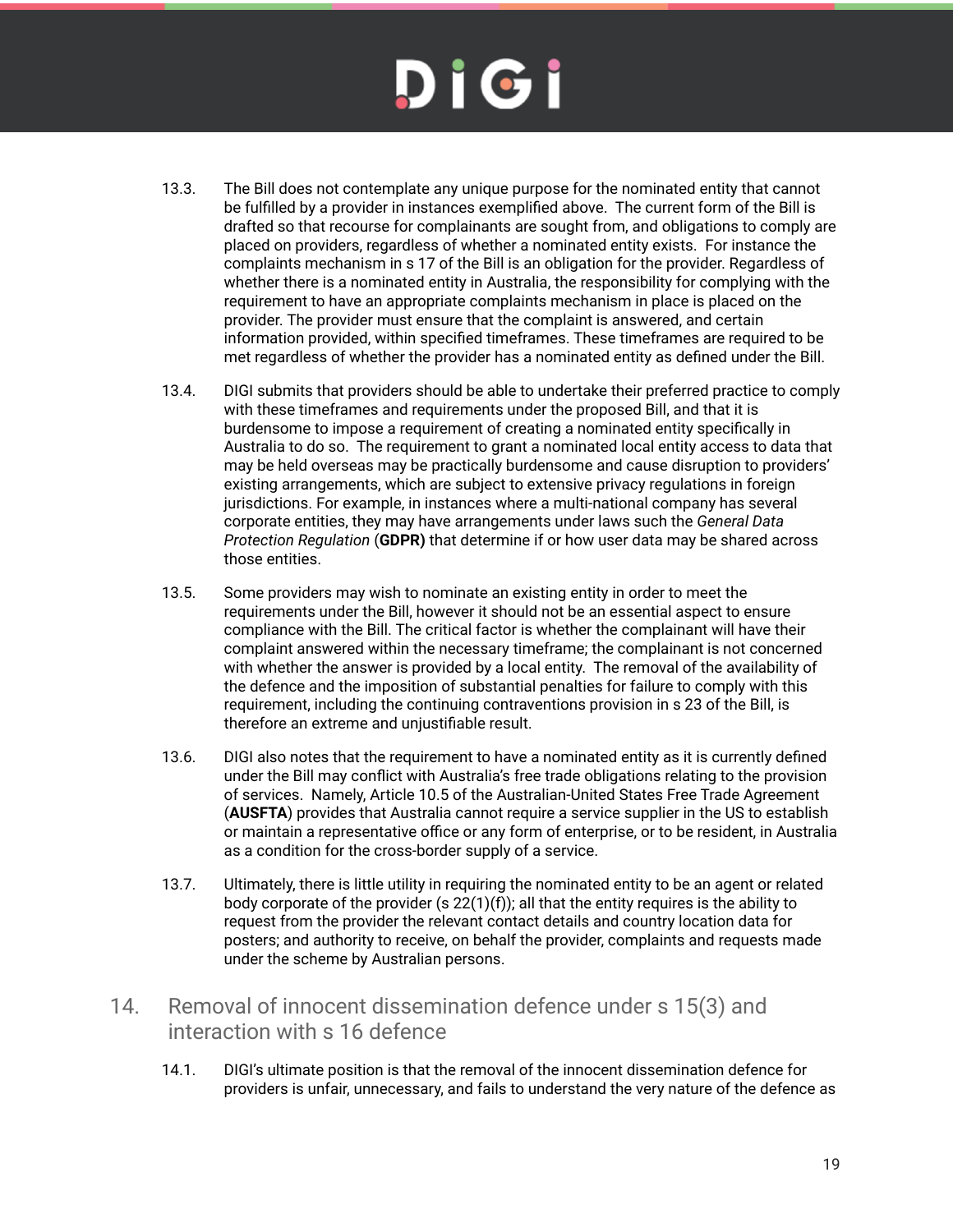13.3. The Bill does not contemplate any unique purpose for the nominated entity that cannot be fulfilled by a provider in instances exemplified above. The current form of the Bill is drafted so that recourse for complainants are sought from, and obligations to comply are placed on providers, regardless of whether a nominated entity exists. For instance the complaints mechanism in s 17 of the Bill is an obligation for the provider. Regardless of whether there is a nominated entity in Australia, the responsibility for complying with the requirement to have an appropriate complaints mechanism in place is placed on the provider. The provider must ensure that the complaint is answered, and certain information provided, within specified timeframes. These timeframes are required to be met regardless of whether the provider has a nominated entity as defined under the Bill.

13.4. DIGI submits that providers should be able to undertake their preferred practice to comply with these timeframes and requirements under the proposed Bill, and that it is burdensome to impose a requirement of creating a nominated entity specifically in Australia to do so. The requirement to grant a nominated local entity access to data that may be held overseas may be practically burdensome and cause disruption to providers' existing arrangements, which are subject to extensive privacy regulations in foreign jurisdictions. For example, in instances where a multi-national company has several corporate entities, they may have arrangements under laws such the *General Data Protection Regulation* (**GDPR)** that determine if or how user data may be shared across those entities.

13.5. Some providers may wish to nominate an existing entity in order to meet the requirements under the Bill, however it should not be an essential aspect to ensure compliance with the Bill. The critical factor is whether the complainant will have their complaint answered within the necessary timeframe; the complainant is not concerned with whether the answer is provided by a local entity. The removal of the availability of the defence and the imposition of substantial penalties for failure to comply with this requirement, including the continuing contraventions provision in s 23 of the Bill, is therefore an extreme and unjustifiable result.

13.6. DIGI also notes that the requirement to have a nominated entity as it is currently defined under the Bill may conflict with Australia's free trade obligations relating to the provision of services. Namely, Article 10.5 of the Australian-United States Free Trade Agreement (**AUSFTA**) provides that Australia cannot require a service supplier in the US to establish or maintain a representative office or any form of enterprise, or to be resident, in Australia as a condition for the cross-border supply of a service.

13.7. Ultimately, there is little utility in requiring the nominated entity to be an agent or related body corporate of the provider (s 22(1)(f)); all that the entity requires is the ability to request from the provider the relevant contact details and country location data for posters; and authority to receive, on behalf the provider, complaints and requests made under the scheme by Australian persons.

## 14. Removal of innocent dissemination defence under s 15(3) and interaction with s 16 defence

14.1. DIGI's ultimate position is that the removal of the innocent dissemination defence for providers is unfair, unnecessary, and fails to understand the very nature of the defence as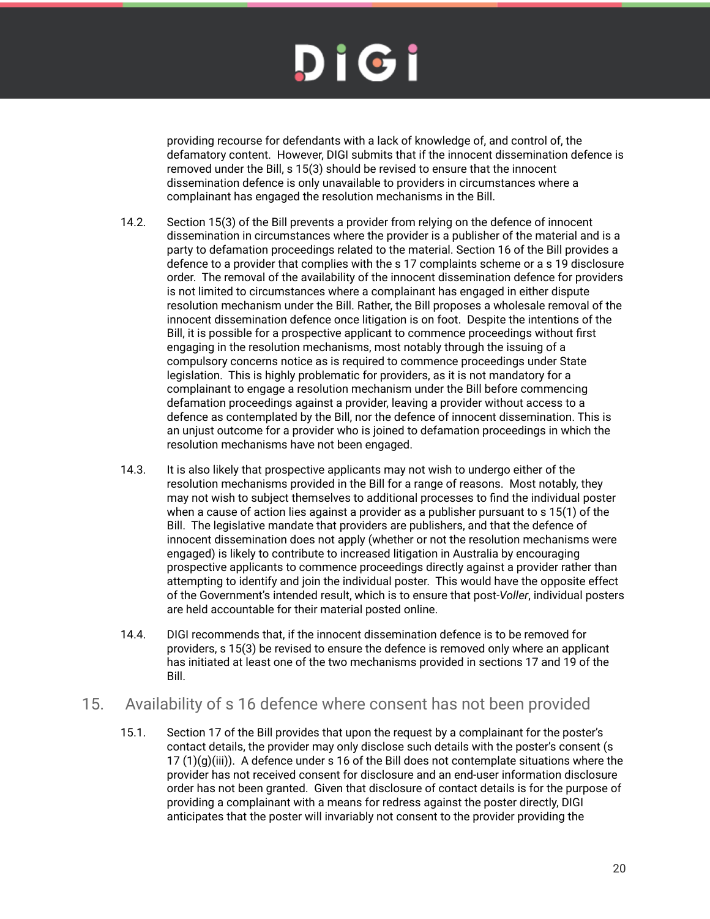providing recourse for defendants with a lack of knowledge of, and control of, the defamatory content. However, DIGI submits that if the innocent dissemination defence is removed under the Bill, s 15(3) should be revised to ensure that the innocent dissemination defence is only unavailable to providers in circumstances where a complainant has engaged the resolution mechanisms in the Bill.

14.2. Section 15(3) of the Bill prevents a provider from relying on the defence of innocent dissemination in circumstances where the provider is a publisher of the material and is a party to defamation proceedings related to the material. Section 16 of the Bill provides a defence to a provider that complies with the s 17 complaints scheme or a s 19 disclosure order. The removal of the availability of the innocent dissemination defence for providers is not limited to circumstances where a complainant has engaged in either dispute resolution mechanism under the Bill. Rather, the Bill proposes a wholesale removal of the innocent dissemination defence once litigation is on foot. Despite the intentions of the Bill, it is possible for a prospective applicant to commence proceedings without first engaging in the resolution mechanisms, most notably through the issuing of a compulsory concerns notice as is required to commence proceedings under State legislation. This is highly problematic for providers, as it is not mandatory for a complainant to engage a resolution mechanism under the Bill before commencing defamation proceedings against a provider, leaving a provider without access to a defence as contemplated by the Bill, nor the defence of innocent dissemination. This is an unjust outcome for a provider who is joined to defamation proceedings in which the resolution mechanisms have not been engaged.

14.3. It is also likely that prospective applicants may not wish to undergo either of the resolution mechanisms provided in the Bill for a range of reasons. Most notably, they may not wish to subject themselves to additional processes to find the individual poster when a cause of action lies against a provider as a publisher pursuant to s 15(1) of the Bill. The legislative mandate that providers are publishers, and that the defence of innocent dissemination does not apply (whether or not the resolution mechanisms were engaged) is likely to contribute to increased litigation in Australia by encouraging prospective applicants to commence proceedings directly against a provider rather than attempting to identify and join the individual poster. This would have the opposite effect of the Government's intended result, which is to ensure that post-*Voller*, individual posters are held accountable for their material posted online.

14.4. DIGI recommends that, if the innocent dissemination defence is to be removed for providers, s 15(3) be revised to ensure the defence is removed only where an applicant has initiated at least one of the two mechanisms provided in sections 17 and 19 of the Bill.

## 15. Availability of s 16 defence where consent has not been provided

15.1. Section 17 of the Bill provides that upon the request by a complainant for the poster's contact details, the provider may only disclose such details with the poster's consent (s 17 (1)(g)(iii)). A defence under s 16 of the Bill does not contemplate situations where the provider has not received consent for disclosure and an end-user information disclosure order has not been granted. Given that disclosure of contact details is for the purpose of providing a complainant with a means for redress against the poster directly, DIGI anticipates that the poster will invariably not consent to the provider providing the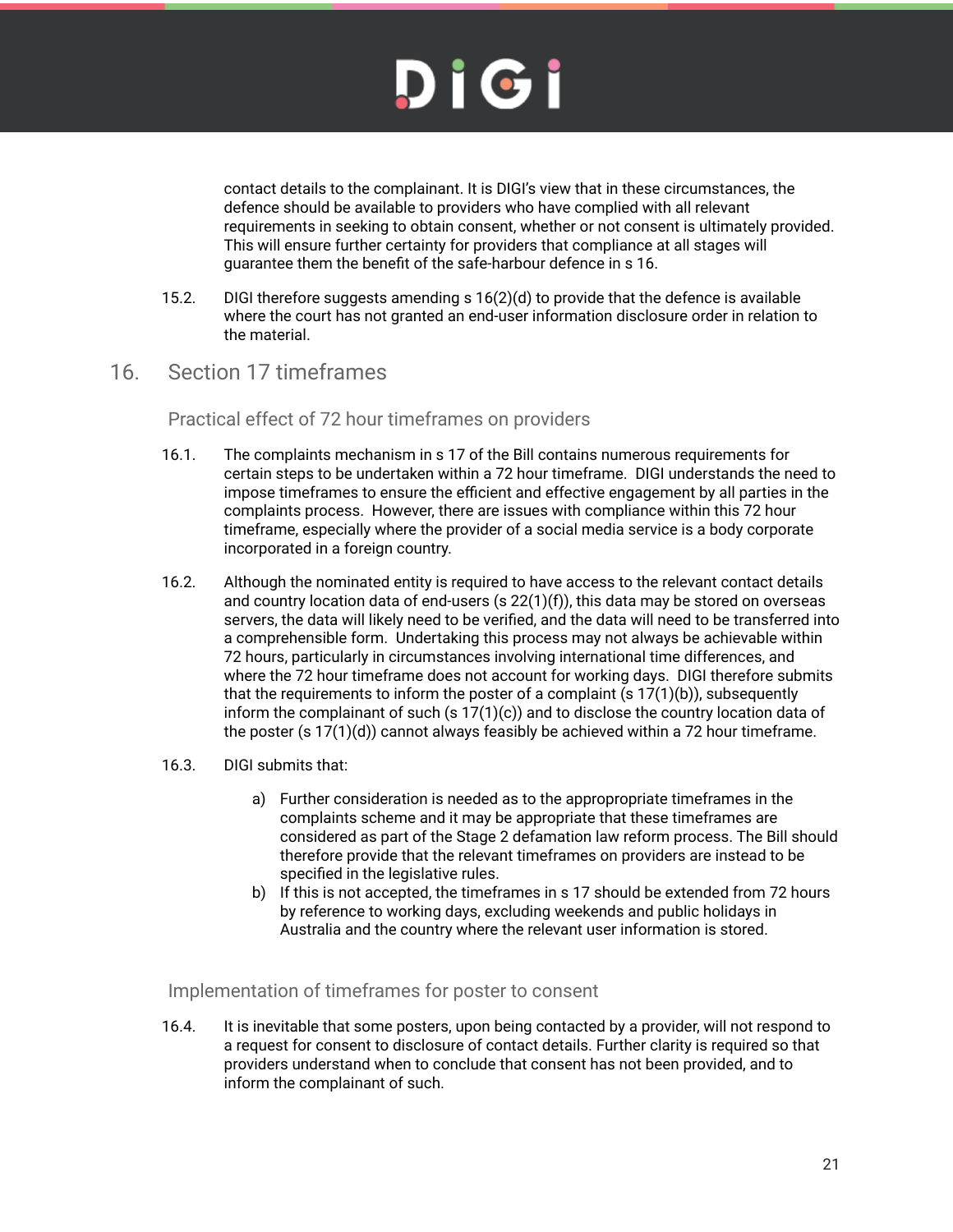contact details to the complainant. It is DIGI's view that in these circumstances, the defence should be available to providers who have complied with all relevant requirements in seeking to obtain consent, whether or not consent is ultimately provided. This will ensure further certainty for providers that compliance at all stages will guarantee them the benefit of the safe-harbour defence in s 16.

15.2. DIGI therefore suggests amending s 16(2)(d) to provide that the defence is available where the court has not granted an end-user information disclosure order in relation to the material.

## 16. Section 17 timeframes

### Practical effect of 72 hour timeframes on providers

16.1. The complaints mechanism in s 17 of the Bill contains numerous requirements for certain steps to be undertaken within a 72 hour timeframe. DIGI understands the need to impose timeframes to ensure the efficient and effective engagement by all parties in the complaints process. However, there are issues with compliance within this 72 hour timeframe, especially where the provider of a social media service is a body corporate incorporated in a foreign country.

16.2. Although the nominated entity is required to have access to the relevant contact details and country location data of end-users (s 22(1)(f)), this data may be stored on overseas servers, the data will likely need to be verified, and the data will need to be transferred into a comprehensible form. Undertaking this process may not always be achievable within 72 hours, particularly in circumstances involving international time differences, and where the 72 hour timeframe does not account for working days. DIGI therefore submits that the requirements to inform the poster of a complaint (s 17(1)(b)), subsequently inform the complainant of such (s 17(1)(c)) and to disclose the country location data of the poster (s 17(1)(d)) cannot always feasibly be achieved within a 72 hour timeframe.

16.3. DIGI submits that:

a) Further consideration is needed as to the appropropriate timeframes in the complaints scheme and it may be appropriate that these timeframes are considered as part of the Stage 2 defamation law reform process. The Bill should therefore provide that the relevant timeframes on providers are instead to be specified in the legislative rules.
b) If this is not accepted, the timeframes in s 17 should be extended from 72 hours by reference to working days, excluding weekends and public holidays in Australia and the country where the relevant user information is stored.

### Implementation of timeframes for poster to consent

16.4. It is inevitable that some posters, upon being contacted by a provider, will not respond to a request for consent to disclosure of contact details. Further clarity is required so that providers understand when to conclude that consent has not been provided, and to inform the complainant of such.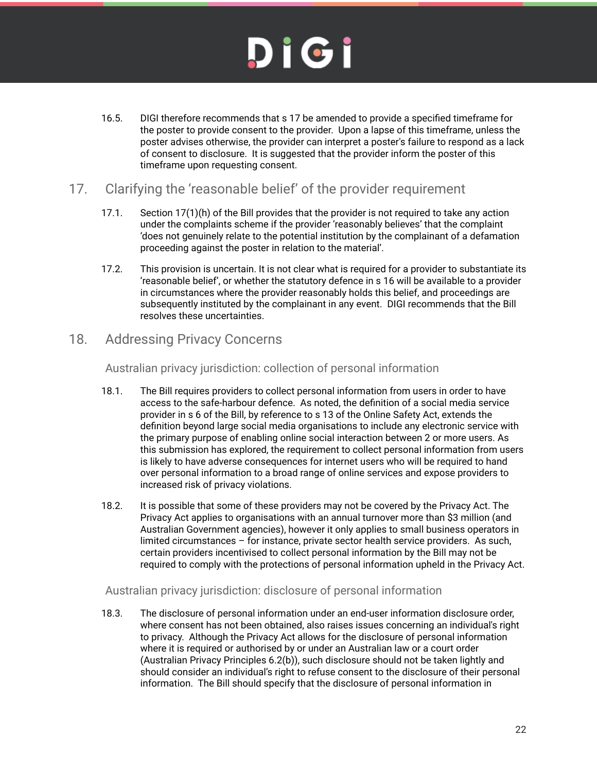16.5. DIGI therefore recommends that s 17 be amended to provide a specified timeframe for the poster to provide consent to the provider. Upon a lapse of this timeframe, unless the poster advises otherwise, the provider can interpret a poster's failure to respond as a lack of consent to disclosure. It is suggested that the provider inform the poster of this timeframe upon requesting consent.

## 17. Clarifying the 'reasonable belief' of the provider requirement

17.1. Section 17(1)(h) of the Bill provides that the provider is not required to take any action under the complaints scheme if the provider 'reasonably believes' that the complaint 'does not genuinely relate to the potential institution by the complainant of a defamation proceeding against the poster in relation to the material'.

17.2. This provision is uncertain. It is not clear what is required for a provider to substantiate its 'reasonable belief', or whether the statutory defence in s 16 will be available to a provider in circumstances where the provider reasonably holds this belief, and proceedings are subsequently instituted by the complainant in any event. DIGI recommends that the Bill resolves these uncertainties.

## 18. Addressing Privacy Concerns

### Australian privacy jurisdiction: collection of personal information

18.1. The Bill requires providers to collect personal information from users in order to have access to the safe-harbour defence. As noted, the definition of a social media service provider in s 6 of the Bill, by reference to s 13 of the Online Safety Act, extends the definition beyond large social media organisations to include any electronic service with the primary purpose of enabling online social interaction between 2 or more users. As this submission has explored, the requirement to collect personal information from users is likely to have adverse consequences for internet users who will be required to hand over personal information to a broad range of online services and expose providers to increased risk of privacy violations.

18.2. It is possible that some of these providers may not be covered by the Privacy Act. The Privacy Act applies to organisations with an annual turnover more than $3 million (and Australian Government agencies), however it only applies to small business operators in limited circumstances – for instance, private sector health service providers. As such, certain providers incentivised to collect personal information by the Bill may not be required to comply with the protections of personal information upheld in the Privacy Act.

### Australian privacy jurisdiction: disclosure of personal information

18.3. The disclosure of personal information under an end-user information disclosure order, where consent has not been obtained, also raises issues concerning an individual's right to privacy. Although the Privacy Act allows for the disclosure of personal information where it is required or authorised by or under an Australian law or a court order (Australian Privacy Principles 6.2(b)), such disclosure should not be taken lightly and should consider an individual's right to refuse consent to the disclosure of their personal information. The Bill should specify that the disclosure of personal information in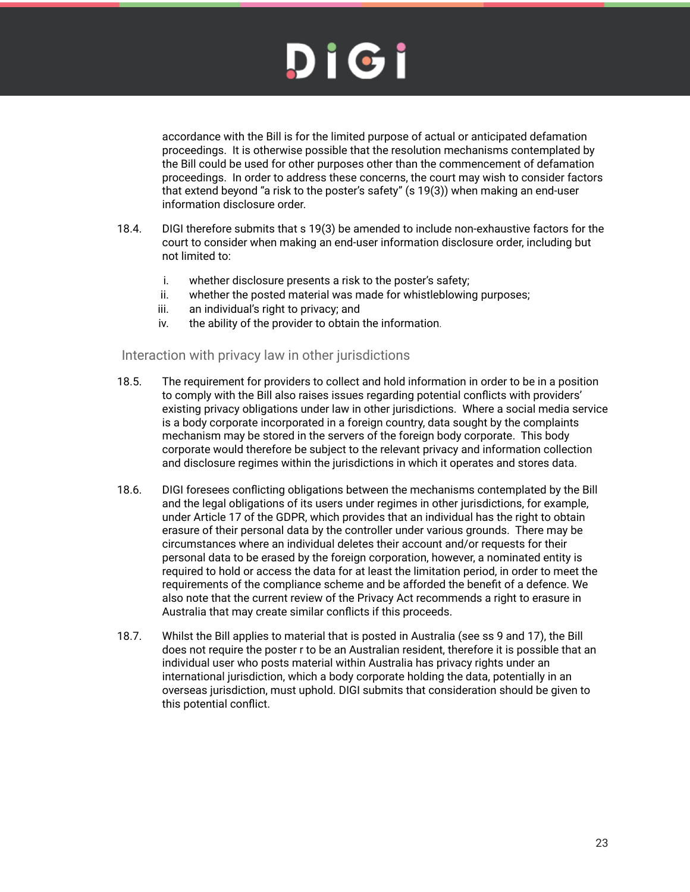accordance with the Bill is for the limited purpose of actual or anticipated defamation proceedings. It is otherwise possible that the resolution mechanisms contemplated by the Bill could be used for other purposes other than the commencement of defamation proceedings. In order to address these concerns, the court may wish to consider factors that extend beyond "a risk to the poster's safety" (s 19(3)) when making an end-user information disclosure order.

18.4. DIGI therefore submits that s 19(3) be amended to include non-exhaustive factors for the court to consider when making an end-user information disclosure order, including but not limited to:

   i. whether disclosure presents a risk to the poster's safety;
   ii. whether the posted material was made for whistleblowing purposes;
   iii. an individual's right to privacy; and
   iv. the ability of the provider to obtain the information.

## Interaction with privacy law in other jurisdictions

18.5. The requirement for providers to collect and hold information in order to be in a position to comply with the Bill also raises issues regarding potential conflicts with providers' existing privacy obligations under law in other jurisdictions. Where a social media service is a body corporate incorporated in a foreign country, data sought by the complaints mechanism may be stored in the servers of the foreign body corporate. This body corporate would therefore be subject to the relevant privacy and information collection and disclosure regimes within the jurisdictions in which it operates and stores data.

18.6. DIGI foresees conflicting obligations between the mechanisms contemplated by the Bill and the legal obligations of its users under regimes in other jurisdictions, for example, under Article 17 of the GDPR, which provides that an individual has the right to obtain erasure of their personal data by the controller under various grounds. There may be circumstances where an individual deletes their account and/or requests for their personal data to be erased by the foreign corporation, however, a nominated entity is required to hold or access the data for at least the limitation period, in order to meet the requirements of the compliance scheme and be afforded the benefit of a defence. We also note that the current review of the Privacy Act recommends a right to erasure in Australia that may create similar conflicts if this proceeds.

18.7. Whilst the Bill applies to material that is posted in Australia (see ss 9 and 17), the Bill does not require the poster r to be an Australian resident, therefore it is possible that an individual user who posts material within Australia has privacy rights under an international jurisdiction, which a body corporate holding the data, potentially in an overseas jurisdiction, must uphold. DIGI submits that consideration should be given to this potential conflict.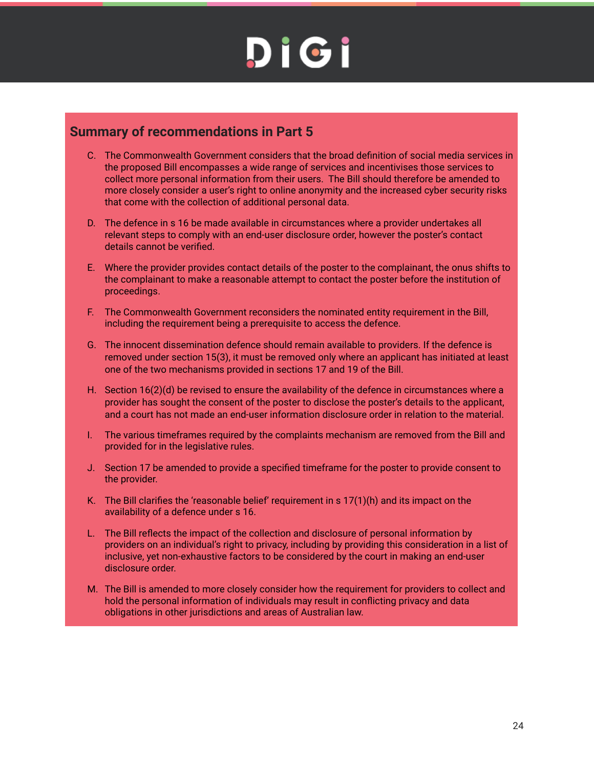## Summary of recommendations in Part 5

C. The Commonwealth Government considers that the broad definition of social media services in the proposed Bill encompasses a wide range of services and incentivises those services to collect more personal information from their users. The Bill should therefore be amended to more closely consider a user's right to online anonymity and the increased cyber security risks that come with the collection of additional personal data.

D. The defence in s 16 be made available in circumstances where a provider undertakes all relevant steps to comply with an end-user disclosure order, however the poster's contact details cannot be verified.

E. Where the provider provides contact details of the poster to the complainant, the onus shifts to the complainant to make a reasonable attempt to contact the poster before the institution of proceedings.

F. The Commonwealth Government reconsiders the nominated entity requirement in the Bill, including the requirement being a prerequisite to access the defence.

G. The innocent dissemination defence should remain available to providers. If the defence is removed under section 15(3), it must be removed only where an applicant has initiated at least one of the two mechanisms provided in sections 17 and 19 of the Bill.

H. Section 16(2)(d) be revised to ensure the availability of the defence in circumstances where a provider has sought the consent of the poster to disclose the poster's details to the applicant, and a court has not made an end-user information disclosure order in relation to the material.

I. The various timeframes required by the complaints mechanism are removed from the Bill and provided for in the legislative rules.

J. Section 17 be amended to provide a specified timeframe for the poster to provide consent to the provider.

K. The Bill clarifies the 'reasonable belief' requirement in s 17(1)(h) and its impact on the availability of a defence under s 16.

L. The Bill reflects the impact of the collection and disclosure of personal information by providers on an individual's right to privacy, including by providing this consideration in a list of inclusive, yet non-exhaustive factors to be considered by the court in making an end-user disclosure order.

M. The Bill is amended to more closely consider how the requirement for providers to collect and hold the personal information of individuals may result in conflicting privacy and data obligations in other jurisdictions and areas of Australian law.